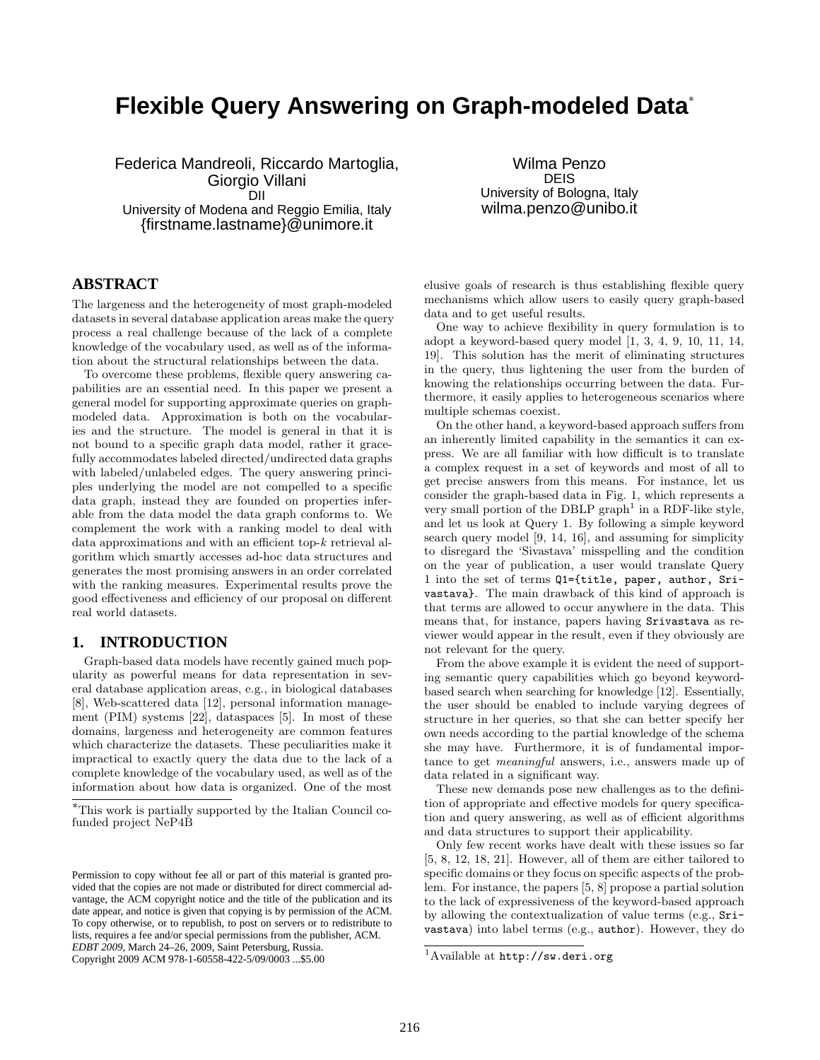# Flexible Query Answering on Graph-modeled Data[*]

Federica Mandreoli, Riccardo Martoglia, Giorgio Villani
DII
University of Modena and Reggio Emilia, Italy
{firstname.lastname}@unimore.it

Wilma Penzo
DEIS
University of Bologna, Italy
wilma.penzo@unibo.it

## ABSTRACT

The largeness and the heterogeneity of most graph-modeled datasets in several database application areas make the query process a real challenge because of the lack of a complete knowledge of the vocabulary used, as well as of the information about the structural relationships between the data.

To overcome these problems, flexible query answering capabilities are an essential need. In this paper we present a general model for supporting approximate queries on graph-modeled data. Approximation is both on the vocabularies and the structure. The model is general in that it is not bound to a specific graph data model, rather it gracefully accommodates labeled directed/undirected data graphs with labeled/unlabeled edges. The query answering principles underlying the model are not compelled to a specific data graph, instead they are founded on properties inferable from the data model the data graph conforms to. We complement the work with a ranking model to deal with data approximations and with an efficient top-$k$ retrieval algorithm which smartly accesses ad-hoc data structures and generates the most promising answers in an order correlated with the ranking measures. Experimental results prove the good effectiveness and efficiency of our proposal on different real world datasets.

## 1. INTRODUCTION

Graph-based data models have recently gained much popularity as powerful means for data representation in several database application areas, e.g., in biological databases [8], Web-scattered data [12], personal information management (PIM) systems [22], dataspaces [5]. In most of these domains, largeness and heterogeneity are common features which characterize the datasets. These peculiarities make it impractical to exactly query the data due to the lack of a complete knowledge of the vocabulary used, as well as of the information about how data is organized. One of the most elusive goals of research is thus establishing flexible query mechanisms which allow users to easily query graph-based data and to get useful results.

One way to achieve flexibility in query formulation is to adopt a keyword-based query model [1, 3, 4, 9, 10, 11, 14, 19]. This solution has the merit of eliminating structures in the query, thus lightening the user from the burden of knowing the relationships occurring between the data. Furthermore, it easily applies to heterogeneous scenarios where multiple schemas coexist.

On the other hand, a keyword-based approach suffers from an inherently limited capability in the semantics it can express. We are all familiar with how difficult is to translate a complex request in a set of keywords and most of all to get precise answers from this means. For instance, let us consider the graph-based data in Fig. 1, which represents a very small portion of the DBLP graph[1] in a RDF-like style, and let us look at Query 1. By following a simple keyword search query model [9, 14, 16], and assuming for simplicity to disregard the 'Sivastava' misspelling and the condition on the year of publication, a user would translate Query 1 into the set of terms `Q1={title, paper, author, Srivastava}`. The main drawback of this kind of approach is that terms are allowed to occur anywhere in the data. This means that, for instance, papers having `Srivastava` as reviewer would appear in the result, even if they obviously are not relevant for the query.

From the above example it is evident the need of supporting semantic query capabilities which go beyond keyword-based search when searching for knowledge [12]. Essentially, the user should be enabled to include varying degrees of structure in her queries, so that she can better specify her own needs according to the partial knowledge of the schema she may have. Furthermore, it is of fundamental importance to get *meaningful* answers, i.e., answers made up of data related in a significant way.

These new demands pose new challenges as to the definition of appropriate and effective models for query specification and query answering, as well as of efficient algorithms and data structures to support their applicability.

Only few recent works have dealt with these issues so far [5, 8, 12, 18, 21]. However, all of them are either tailored to specific domains or they focus on specific aspects of the problem. For instance, the papers [5, 8] propose a partial solution to the lack of expressiveness of the keyword-based approach by allowing the contextualization of value terms (e.g., `Srivastava`) into label terms (e.g., `author`). However, they do

[*]This work is partially supported by the Italian Council co-funded project NeP4B

Permission to copy without fee all or part of this material is granted provided that the copies are not made or distributed for direct commercial advantage, the ACM copyright notice and the title of the publication and its date appear, and notice is given that copying is by permission of the ACM. To copy otherwise, or to republish, to post on servers or to redistribute to lists, requires a fee and/or special permissions from the publisher, ACM.
*EDBT 2009*, March 24–26, 2009, Saint Petersburg, Russia.
Copyright 2009 ACM 978-1-60558-422-5/09/0003 ...$5.00

[1]Available at `http://sw.deri.org`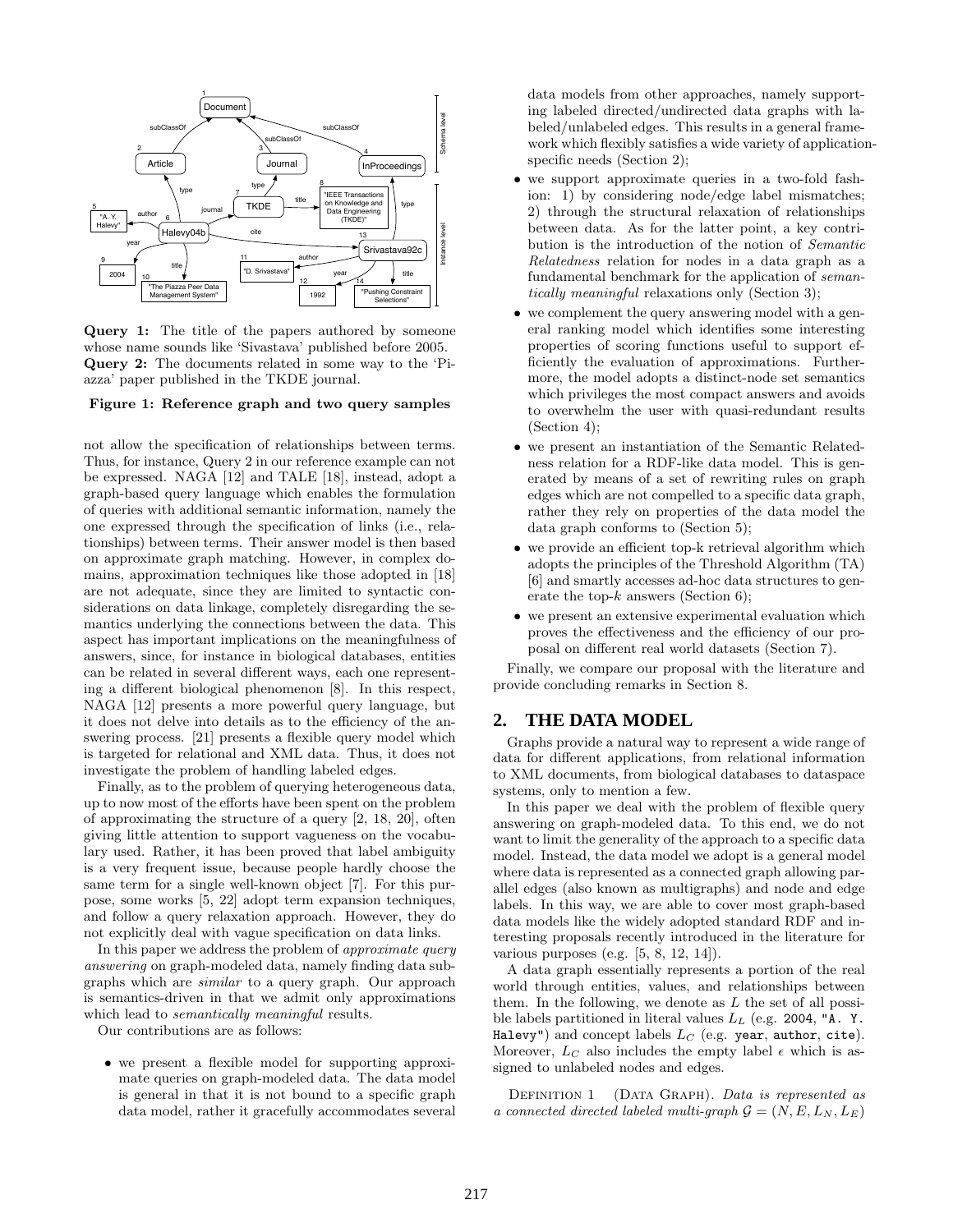**Query 1:** The title of the papers authored by someone whose name sounds like 'Sivastava' published before 2005.
**Query 2:** The documents related in some way to the 'Piazza' paper published in the TKDE journal.

**Figure 1: Reference graph and two query samples**

not allow the specification of relationships between terms. Thus, for instance, Query 2 in our reference example can not be expressed. NAGA [12] and TALE [18], instead, adopt a graph-based query language which enables the formulation of queries with additional semantic information, namely the one expressed through the specification of links (i.e., relationships) between terms. Their answer model is then based on approximate graph matching. However, in complex domains, approximation techniques like those adopted in [18] are not adequate, since they are limited to syntactic considerations on data linkage, completely disregarding the semantics underlying the connections between the data. This aspect has important implications on the meaningfulness of answers, since, for instance in biological databases, entities can be related in several different ways, each one representing a different biological phenomenon [8]. In this respect, NAGA [12] presents a more powerful query language, but it does not delve into details as to the efficiency of the answering process. [21] presents a flexible query model which is targeted for relational and XML data. Thus, it does not investigate the problem of handling labeled edges.

Finally, as to the problem of querying heterogeneous data, up to now most of the efforts have been spent on the problem of approximating the structure of a query [2, 18, 20], often giving little attention to support vagueness on the vocabulary used. Rather, it has been proved that label ambiguity is a very frequent issue, because people hardly choose the same term for a single well-known object [7]. For this purpose, some works [5, 22] adopt term expansion techniques, and follow a query relaxation approach. However, they do not explicitly deal with vague specification on data links.

In this paper we address the problem of *approximate query answering* on graph-modeled data, namely finding data subgraphs which are *similar* to a query graph. Our approach is semantics-driven in that we admit only approximations which lead to *semantically meaningful* results.

Our contributions are as follows:

- we present a flexible model for supporting approximate queries on graph-modeled data. The data model is general in that it is not bound to a specific graph data model, rather it gracefully accommodates several data models from other approaches, namely supporting labeled directed/undirected data graphs with labeled/unlabeled edges. This results in a general framework which flexibly satisfies a wide variety of application-specific needs (Section 2);
- we support approximate queries in a two-fold fashion: 1) by considering node/edge label mismatches; 2) through the structural relaxation of relationships between data. As for the latter point, a key contribution is the introduction of the notion of *Semantic Relatedness* relation for nodes in a data graph as a fundamental benchmark for the application of *semantically meaningful* relaxations only (Section 3);
- we complement the query answering model with a general ranking model which identifies some interesting properties of scoring functions useful to support efficiently the evaluation of approximations. Furthermore, the model adopts a distinct-node set semantics which privileges the most compact answers and avoids to overwhelm the user with quasi-redundant results (Section 4);
- we present an instantiation of the Semantic Relatedness relation for a RDF-like data model. This is generated by means of a set of rewriting rules on graph edges which are not compelled to a specific data graph, rather they rely on properties of the data model the data graph conforms to (Section 5);
- we provide an efficient top-k retrieval algorithm which adopts the principles of the Threshold Algorithm (TA) [6] and smartly accesses ad-hoc data structures to generate the top-$k$ answers (Section 6);
- we present an extensive experimental evaluation which proves the effectiveness and the efficiency of our proposal on different real world datasets (Section 7).

Finally, we compare our proposal with the literature and provide concluding remarks in Section 8.

## 2. THE DATA MODEL

Graphs provide a natural way to represent a wide range of data for different applications, from relational information to XML documents, from biological databases to dataspace systems, only to mention a few.

In this paper we deal with the problem of flexible query answering on graph-modeled data. To this end, we do not want to limit the generality of the approach to a specific data model. Instead, the data model we adopt is a general model where data is represented as a connected graph allowing parallel edges (also known as multigraphs) and node and edge labels. In this way, we are able to cover most graph-based data models like the widely adopted standard RDF and interesting proposals recently introduced in the literature for various purposes (e.g. [5, 8, 12, 14]).

A data graph essentially represents a portion of the real world through entities, values, and relationships between them. In the following, we denote as $L$ the set of all possible labels partitioned in literal values $L_L$ (e.g. `2004`, `"A. Y. Halevy"`) and concept labels $L_C$ (e.g. `year`, `author`, `cite`). Moreover, $L_C$ also includes the empty label $\epsilon$ which is assigned to unlabeled nodes and edges.

DEFINITION 1 (DATA GRAPH). *Data is represented as a connected directed labeled multi-graph* $\mathcal{G} = (N, E, L_N, L_E)$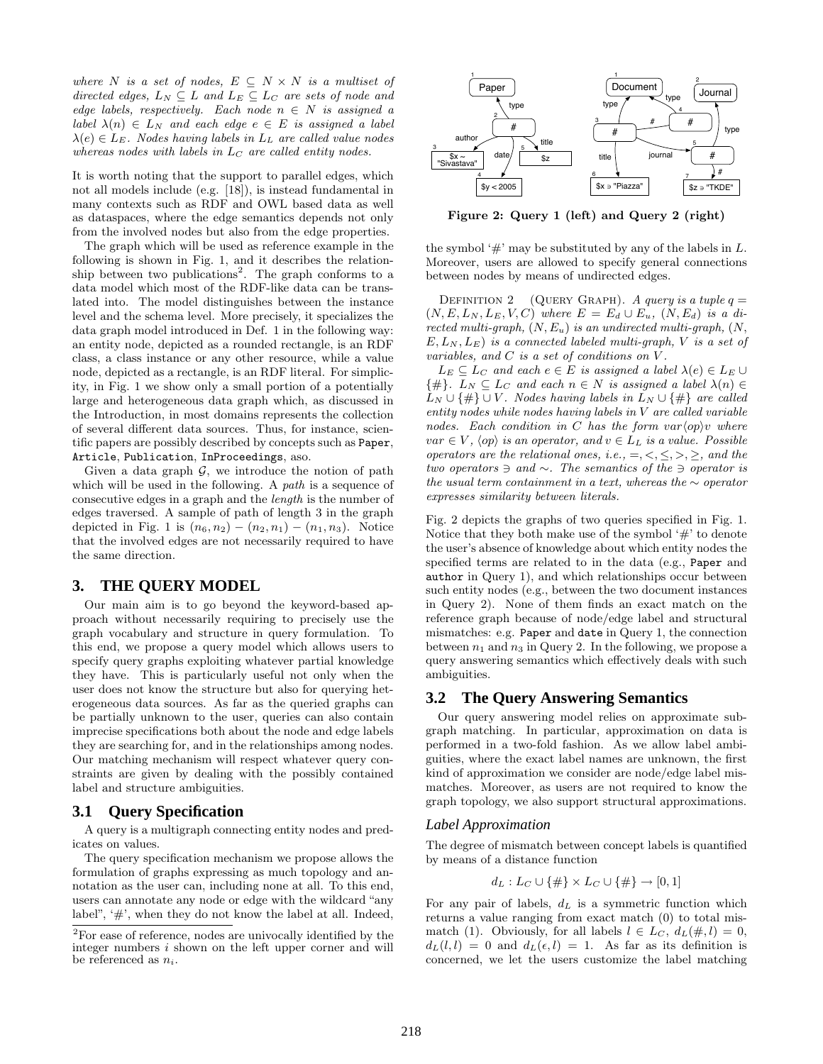*where $N$ is a set of nodes, $E \subseteq N \times N$ is a multiset of directed edges, $L_N \subseteq L$ and $L_E \subseteq L_C$ are sets of node and edge labels, respectively. Each node $n \in N$ is assigned a label $\lambda(n) \in L_N$ and each edge $e \in E$ is assigned a label $\lambda(e) \in L_E$. Nodes having labels in $L_L$ are called value nodes whereas nodes with labels in $L_C$ are called entity nodes.*

It is worth noting that the support to parallel edges, which not all models include (e.g. [18]), is instead fundamental in many contexts such as RDF and OWL based data as well as dataspaces, where the edge semantics depends not only from the involved nodes but also from the edge properties.

The graph which will be used as reference example in the following is shown in Fig. 1, and it describes the relationship between two publications[2]. The graph conforms to a data model which most of the RDF-like data can be translated into. The model distinguishes between the instance level and the schema level. More precisely, it specializes the data graph model introduced in Def. 1 in the following way: an entity node, depicted as a rounded rectangle, is an RDF class, a class instance or any other resource, while a value node, depicted as a rectangle, is an RDF literal. For simplicity, in Fig. 1 we show only a small portion of a potentially large and heterogeneous data graph which, as discussed in the Introduction, in most domains represents the collection of several different data sources. Thus, for instance, scientific papers are possibly described by concepts such as `Paper`, `Article`, `Publication`, `InProceedings`, aso.

Given a data graph $\mathcal{G}$, we introduce the notion of path which will be used in the following. A *path* is a sequence of consecutive edges in a graph and the *length* is the number of edges traversed. A sample of path of length 3 in the graph depicted in Fig. 1 is $(n_6, n_2) - (n_2, n_1) - (n_1, n_3)$. Notice that the involved edges are not necessarily required to have the same direction.

## 3. THE QUERY MODEL

Our main aim is to go beyond the keyword-based approach without necessarily requiring to precisely use the graph vocabulary and structure in query formulation. To this end, we propose a query model which allows users to specify query graphs exploiting whatever partial knowledge they have. This is particularly useful not only when the user does not know the structure but also for querying heterogeneous data sources. As far as the queried graphs can be partially unknown to the user, queries can also contain imprecise specifications both about the node and edge labels they are searching for, and in the relationships among nodes. Our matching mechanism will respect whatever query constraints are given by dealing with the possibly contained label and structure ambiguities.

### 3.1 Query Specification

A query is a multigraph connecting entity nodes and predicates on values.

The query specification mechanism we propose allows the formulation of graphs expressing as much topology and annotation as the user can, including none at all. To this end, users can annotate any node or edge with the wildcard "any label", '#', when they do not know the label at all. Indeed,

[2]For ease of reference, nodes are univocally identified by the integer numbers $i$ shown on the left upper corner and will be referenced as $n_i$.

**Figure 2: Query 1 (left) and Query 2 (right)**

the symbol '#' may be substituted by any of the labels in $L$. Moreover, users are allowed to specify general connections between nodes by means of undirected edges.

Definition 2 (Query Graph). *A query is a tuple $q = (N, E, L_N, L_E, V, C)$ where $E = E_d \cup E_u$, $(N, E_d)$ is a directed multi-graph, $(N, E_u)$ is an undirected multi-graph, $(N, E, L_N, L_E)$ is a connected labeled multi-graph, $V$ is a set of variables, and $C$ is a set of conditions on $V$.*

*$L_E \subseteq L_C$ and each $e \in E$ is assigned a label $\lambda(e) \in L_E \cup \{\#\}$. $L_N \subseteq L_C$ and each $n \in N$ is assigned a label $\lambda(n) \in L_N \cup \{\#\} \cup V$. Nodes having labels in $L_N \cup \{\#\}$ are called entity nodes while nodes having labels in $V$ are called variable nodes. Each condition in $C$ has the form $var\langle op\rangle v$ where $var \in V$, $\langle op\rangle$ is an operator, and $v \in L_L$ is a value. Possible operators are the relational ones, i.e., $=, <, \leq, >, \geq$, and the two operators $\ni$ and $\sim$. The semantics of the $\ni$ operator is the usual term containment in a text, whereas the $\sim$ operator expresses similarity between literals.*

Fig. 2 depicts the graphs of two queries specified in Fig. 1. Notice that they both make use of the symbol '#' to denote the user's absence of knowledge about which entity nodes the specified terms are related to in the data (e.g., `Paper` and `author` in Query 1), and which relationships occur between such entity nodes (e.g., between the two document instances in Query 2). None of them finds an exact match on the reference graph because of node/edge label and structural mismatches: e.g. `Paper` and `date` in Query 1, the connection between $n_1$ and $n_3$ in Query 2. In the following, we propose a query answering semantics which effectively deals with such ambiguities.

### 3.2 The Query Answering Semantics

Our query answering model relies on approximate subgraph matching. In particular, approximation on data is performed in a two-fold fashion. As we allow label ambiguities, where the exact label names are unknown, the first kind of approximation we consider are node/edge label mismatches. Moreover, as users are not required to know the graph topology, we also support structural approximations.

#### *Label Approximation*

The degree of mismatch between concept labels is quantified by means of a distance function

$$d_L : L_C \cup \{\#\} \times L_C \cup \{\#\} \rightarrow [0, 1]$$

For any pair of labels, $d_L$ is a symmetric function which returns a value ranging from exact match (0) to total mismatch (1). Obviously, for all labels $l \in L_C$, $d_L(\#, l) = 0$, $d_L(l, l) = 0$ and $d_L(\epsilon, l) = 1$. As far as its definition is concerned, we let the users customize the label matching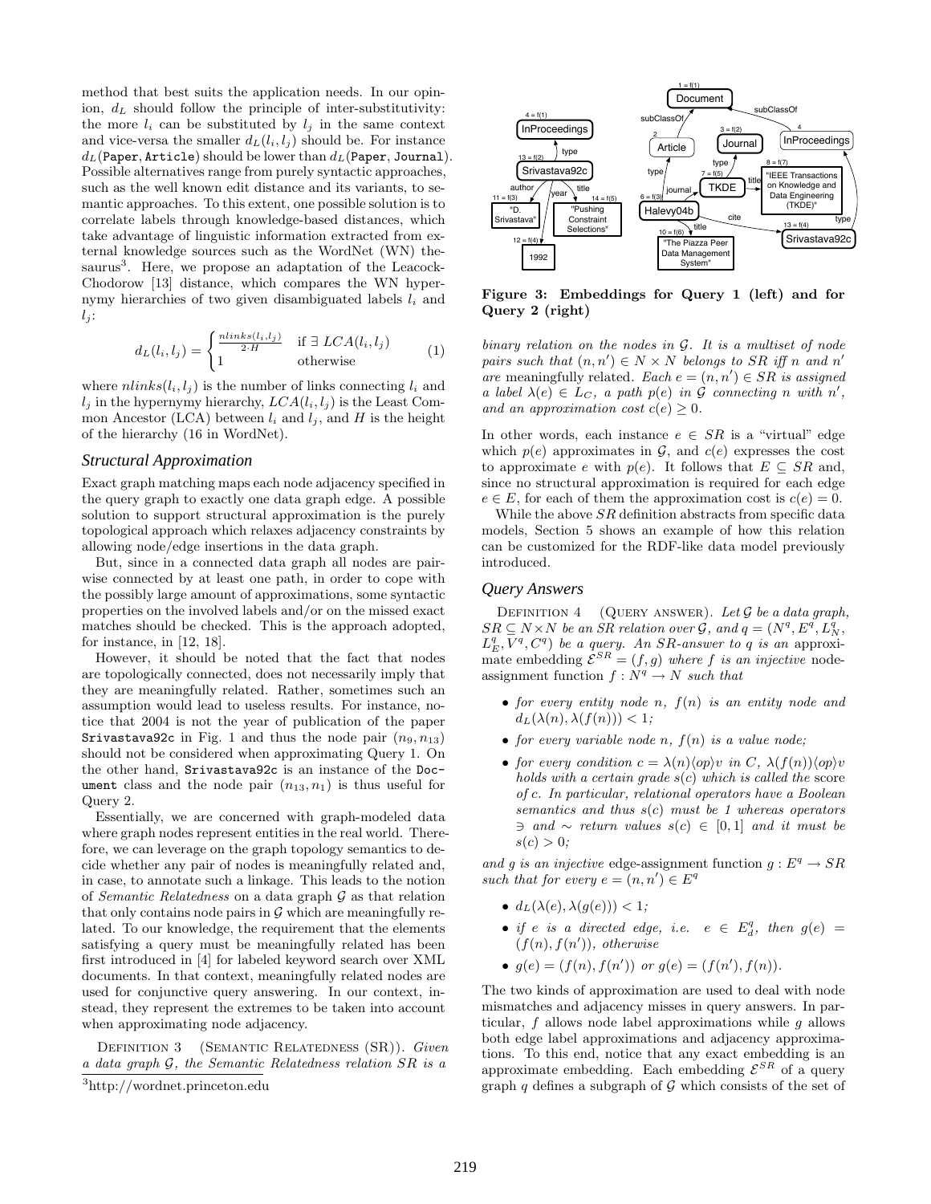method that best suits the application needs. In our opinion, $d_L$ should follow the principle of inter-substitutivity: the more $l_i$ can be substituted by $l_j$ in the same context and vice-versa the smaller $d_L(l_i, l_j)$ should be. For instance $d_L(\texttt{Paper}, \texttt{Article})$ should be lower than $d_L(\texttt{Paper}, \texttt{Journal})$. Possible alternatives range from purely syntactic approaches, such as the well known edit distance and its variants, to semantic approaches. To this extent, one possible solution is to correlate labels through knowledge-based distances, which take advantage of linguistic information extracted from external knowledge sources such as the WordNet (WN) thesaurus[3]. Here, we propose an adaptation of the Leacock-Chodorow [13] distance, which compares the WN hypernymy hierarchies of two given disambiguated labels $l_i$ and $l_j$:

$$d_L(l_i, l_j) = \begin{cases} \frac{nlinks(l_i,l_j)}{2 \cdot H} & \text{if } \exists\ LCA(l_i, l_j) \\ 1 & \text{otherwise} \end{cases} \qquad (1)$$

where $nlinks(l_i, l_j)$ is the number of links connecting $l_i$ and $l_j$ in the hypernymy hierarchy, $LCA(l_i, l_j)$ is the Least Common Ancestor (LCA) between $l_i$ and $l_j$, and $H$ is the height of the hierarchy (16 in WordNet).

### Structural Approximation

Exact graph matching maps each node adjacency specified in the query graph to exactly one data graph edge. A possible solution to support structural approximation is the purely topological approach which relaxes adjacency constraints by allowing node/edge insertions in the data graph.

But, since in a connected data graph all nodes are pairwise connected by at least one path, in order to cope with the possibly large amount of approximations, some syntactic properties on the involved labels and/or on the missed exact matches should be checked. This is the approach adopted, for instance, in [12, 18].

However, it should be noted that the fact that nodes are topologically connected, does not necessarily imply that they are meaningfully related. Rather, sometimes such an assumption would lead to useless results. For instance, notice that 2004 is not the year of publication of the paper Srivastava92c in Fig. 1 and thus the node pair $(n_9, n_{13})$ should not be considered when approximating Query 1. On the other hand, Srivastava92c is an instance of the Document class and the node pair $(n_{13}, n_1)$ is thus useful for Query 2.

Essentially, we are concerned with graph-modeled data where graph nodes represent entities in the real world. Therefore, we can leverage on the graph topology semantics to decide whether any pair of nodes is meaningfully related and, in case, to annotate such a linkage. This leads to the notion of *Semantic Relatedness* on a data graph $\mathcal{G}$ as that relation that only contains node pairs in $\mathcal{G}$ which are meaningfully related. To our knowledge, the requirement that the elements satisfying a query must be meaningfully related has been first introduced in [4] for labeled keyword search over XML documents. In that context, meaningfully related nodes are used for conjunctive query answering. In our context, instead, they represent the extremes to be taken into account when approximating node adjacency.

Definition 3 (Semantic Relatedness (SR)). *Given a data graph $\mathcal{G}$, the Semantic Relatedness relation $SR$ is a binary relation on the nodes in $\mathcal{G}$. It is a multiset of node pairs such that $(n, n') \in N \times N$ belongs to $SR$ iff $n$ and $n'$ are* meaningfully related. *Each $e = (n, n') \in SR$ is assigned a label $\lambda(e) \in L_C$, a path $p(e)$ in $\mathcal{G}$ connecting $n$ with $n'$, and an approximation cost $c(e) \geq 0$.*

[3] http://wordnet.princeton.edu

Figure 3: Embeddings for Query 1 (left) and for Query 2 (right)

In other words, each instance $e \in SR$ is a "virtual" edge which $p(e)$ approximates in $\mathcal{G}$, and $c(e)$ expresses the cost to approximate $e$ with $p(e)$. It follows that $E \subseteq SR$ and, since no structural approximation is required for each edge $e \in E$, for each of them the approximation cost is $c(e) = 0$.

While the above $SR$ definition abstracts from specific data models, Section 5 shows an example of how this relation can be customized for the RDF-like data model previously introduced.

### Query Answers

Definition 4 (Query answer). *Let $\mathcal{G}$ be a data graph, $SR \subseteq N \times N$ be an SR relation over $\mathcal{G}$, and $q = (N^q, E^q, L_N^q, L_E^q, V^q, C^q)$ be a query. An SR-answer to $q$ is an* approximate embedding $\mathcal{E}^{SR} = (f, g)$ *where $f$ is an injective* node-assignment function $f : N^q \rightarrow N$ *such that*

- *for every entity node $n$, $f(n)$ is an entity node and $d_L(\lambda(n), \lambda(f(n))) < 1$;*
- *for every variable node $n$, $f(n)$ is a value node;*
- *for every condition $c = \lambda(n)\langle op \rangle v$ in $C$, $\lambda(f(n))\langle op \rangle v$ holds with a certain grade $s(c)$ which is called the* score *of $c$. In particular, relational operators have a Boolean semantics and thus $s(c)$ must be 1 whereas operators $\ni$ and $\sim$ return values $s(c) \in [0, 1]$ and it must be $s(c) > 0$;*

*and $g$ is an injective* edge-assignment function $g : E^q \rightarrow SR$ *such that for every $e = (n, n') \in E^q$*

- *$d_L(\lambda(e), \lambda(g(e))) < 1$;*
- *if $e$ is a directed edge, i.e. $e \in E_d^q$, then $g(e) = (f(n), f(n'))$, otherwise*
- *$g(e) = (f(n), f(n'))$ or $g(e) = (f(n'), f(n))$.*

The two kinds of approximation are used to deal with node mismatches and adjacency misses in query answers. In particular, $f$ allows node label approximations while $g$ allows both edge label approximations and adjacency approximations. To this end, notice that any exact embedding is an approximate embedding. Each embedding $\mathcal{E}^{SR}$ of a query graph $q$ defines a subgraph of $\mathcal{G}$ which consists of the set of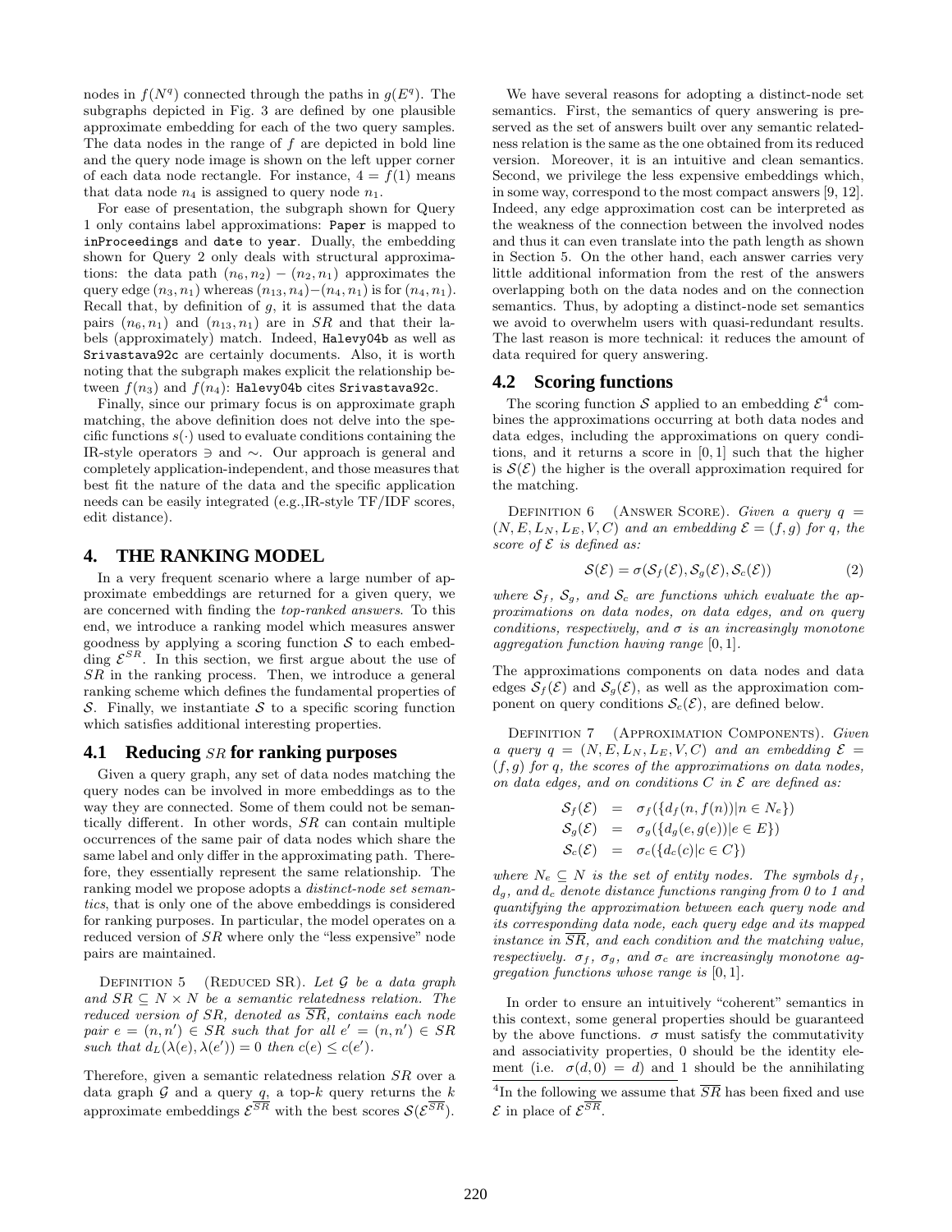nodes in $f(N^q)$ connected through the paths in $g(E^q)$. The subgraphs depicted in Fig. 3 are defined by one plausible approximate embedding for each of the two query samples. The data nodes in the range of $f$ are depicted in bold line and the query node image is shown on the left upper corner of each data node rectangle. For instance, $4 = f(1)$ means that data node $n_4$ is assigned to query node $n_1$.

For ease of presentation, the subgraph shown for Query 1 only contains label approximations: `Paper` is mapped to `inProceedings` and `date` to `year`. Dually, the embedding shown for Query 2 only deals with structural approximations: the data path $(n_6, n_2) - (n_2, n_1)$ approximates the query edge $(n_3, n_1)$ whereas $(n_{13}, n_4) - (n_4, n_1)$ is for $(n_4, n_1)$. Recall that, by definition of $g$, it is assumed that the data pairs $(n_6, n_1)$ and $(n_{13}, n_1)$ are in $SR$ and that their labels (approximately) match. Indeed, `Halevy04b` as well as `Srivastava92c` are certainly documents. Also, it is worth noting that the subgraph makes explicit the relationship between $f(n_3)$ and $f(n_4)$: `Halevy04b` cites `Srivastava92c`.

Finally, since our primary focus is on approximate graph matching, the above definition does not delve into the specific functions $s(\cdot)$ used to evaluate conditions containing the IR-style operators $\ni$ and $\sim$. Our approach is general and completely application-independent, and those measures that best fit the nature of the data and the specific application needs can be easily integrated (e.g.,IR-style TF/IDF scores, edit distance).

# 4. THE RANKING MODEL

In a very frequent scenario where a large number of approximate embeddings are returned for a given query, we are concerned with finding the *top-ranked answers*. To this end, we introduce a ranking model which measures answer goodness by applying a scoring function $\mathcal{S}$ to each embedding $\mathcal{E}^{SR}$. In this section, we first argue about the use of $SR$ in the ranking process. Then, we introduce a general ranking scheme which defines the fundamental properties of $\mathcal{S}$. Finally, we instantiate $\mathcal{S}$ to a specific scoring function which satisfies additional interesting properties.

## 4.1 Reducing $SR$ for ranking purposes

Given a query graph, any set of data nodes matching the query nodes can be involved in more embeddings as to the way they are connected. Some of them could not be semantically different. In other words, $SR$ can contain multiple occurrences of the same pair of data nodes which share the same label and only differ in the approximating path. Therefore, they essentially represent the same relationship. The ranking model we propose adopts a *distinct-node set semantics*, that is only one of the above embeddings is considered for ranking purposes. In particular, the model operates on a reduced version of $SR$ where only the "less expensive" node pairs are maintained.

DEFINITION 5 (REDUCED SR). *Let $\mathcal{G}$ be a data graph and $SR \subseteq N \times N$ be a semantic relatedness relation. The reduced version of $SR$, denoted as $\overline{SR}$, contains each node pair $e = (n, n') \in SR$ such that for all $e' = (n, n') \in SR$ such that $d_L(\lambda(e), \lambda(e')) = 0$ then $c(e) \leq c(e')$.*

Therefore, given a semantic relatedness relation $SR$ over a data graph $\mathcal{G}$ and a query $q$, a top-$k$ query returns the $k$ approximate embeddings $\mathcal{E}^{\overline{SR}}$ with the best scores $\mathcal{S}(\mathcal{E}^{\overline{SR}})$.

We have several reasons for adopting a distinct-node set semantics. First, the semantics of query answering is preserved as the set of answers built over any semantic relatedness relation is the same as the one obtained from its reduced version. Moreover, it is an intuitive and clean semantics. Second, we privilege the less expensive embeddings which, in some way, correspond to the most compact answers [9, 12]. Indeed, any edge approximation cost can be interpreted as the weakness of the connection between the involved nodes and thus it can even translate into the path length as shown in Section 5. On the other hand, each answer carries very little additional information from the rest of the answers overlapping both on the data nodes and on the connection semantics. Thus, by adopting a distinct-node set semantics we avoid to overwhelm users with quasi-redundant results. The last reason is more technical: it reduces the amount of data required for query answering.

## 4.2 Scoring functions

The scoring function $\mathcal{S}$ applied to an embedding $\mathcal{E}$[4] combines the approximations occurring at both data nodes and data edges, including the approximations on query conditions, and it returns a score in $[0, 1]$ such that the higher is $\mathcal{S}(\mathcal{E})$ the higher is the overall approximation required for the matching.

DEFINITION 6 (ANSWER SCORE). *Given a query $q = (N, E, L_N, L_E, V, C)$ and an embedding $\mathcal{E} = (f, g)$ for $q$, the score of $\mathcal{E}$ is defined as:*

$$\mathcal{S}(\mathcal{E}) = \sigma(\mathcal{S}_f(\mathcal{E}), \mathcal{S}_g(\mathcal{E}), \mathcal{S}_c(\mathcal{E})) \qquad (2)$$

*where $\mathcal{S}_f$, $\mathcal{S}_g$, and $\mathcal{S}_c$ are functions which evaluate the approximations on data nodes, on data edges, and on query conditions, respectively, and $\sigma$ is an increasingly monotone aggregation function having range $[0, 1]$.*

The approximations components on data nodes and data edges $\mathcal{S}_f(\mathcal{E})$ and $\mathcal{S}_g(\mathcal{E})$, as well as the approximation component on query conditions $\mathcal{S}_c(\mathcal{E})$, are defined below.

DEFINITION 7 (APPROXIMATION COMPONENTS). *Given a query $q = (N, E, L_N, L_E, V, C)$ and an embedding $\mathcal{E} = (f, g)$ for $q$, the scores of the approximations on data nodes, on data edges, and on conditions $C$ in $\mathcal{E}$ are defined as:*

$$\begin{aligned}
\mathcal{S}_f(\mathcal{E}) &= \sigma_f(\{d_f(n, f(n)) | n \in N_e\}) \\
\mathcal{S}_g(\mathcal{E}) &= \sigma_g(\{d_g(e, g(e)) | e \in E\}) \\
\mathcal{S}_c(\mathcal{E}) &= \sigma_c(\{d_c(c) | c \in C\})
\end{aligned}$$

*where $N_e \subseteq N$ is the set of entity nodes. The symbols $d_f$, $d_g$, and $d_c$ denote distance functions ranging from 0 to 1 and quantifying the approximation between each query node and its corresponding data node, each query edge and its mapped instance in $\overline{SR}$, and each condition and the matching value, respectively. $\sigma_f$, $\sigma_g$, and $\sigma_c$ are increasingly monotone aggregation functions whose range is $[0, 1]$.*

In order to ensure an intuitively "coherent" semantics in this context, some general properties should be guaranteed by the above functions. $\sigma$ must satisfy the commutativity and associativity properties, 0 should be the identity element (i.e. $\sigma(d, 0) = d$) and 1 should be the annihilating

[4] In the following we assume that $\overline{SR}$ has been fixed and use $\mathcal{E}$ in place of $\mathcal{E}^{\overline{SR}}$.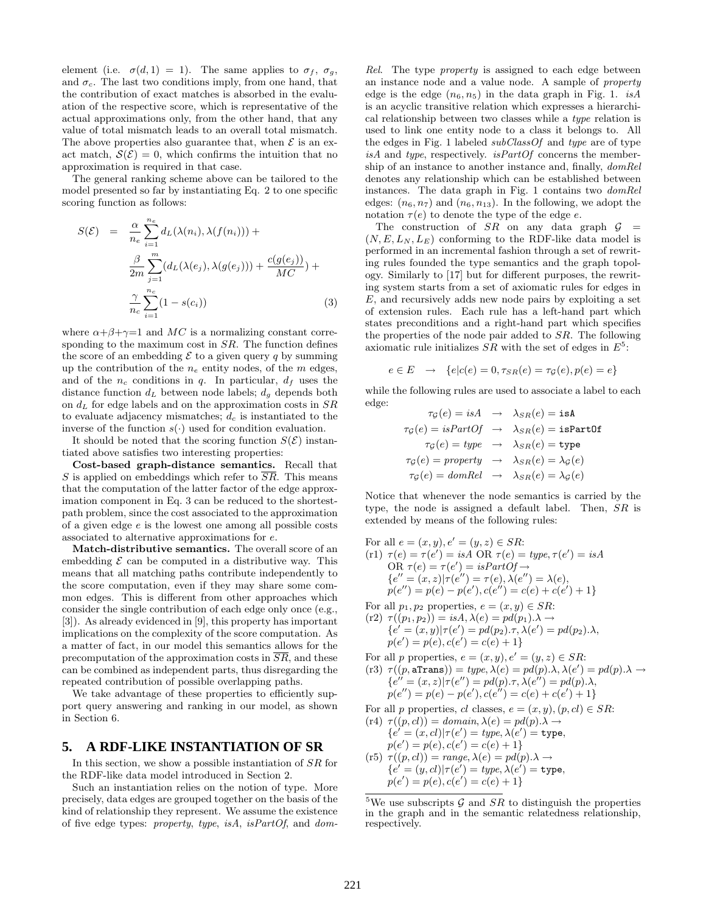element (i.e. $\sigma(d,1) = 1$). The same applies to $\sigma_f$, $\sigma_g$, and $\sigma_c$. The last two conditions imply, from one hand, that the contribution of exact matches is absorbed in the evaluation of the respective score, which is representative of the actual approximations only, from the other hand, that any value of total mismatch leads to an overall total mismatch. The above properties also guarantee that, when $\mathcal{E}$ is an exact match, $\mathcal{S}(\mathcal{E}) = 0$, which confirms the intuition that no approximation is required in that case.

The general ranking scheme above can be tailored to the model presented so far by instantiating Eq. 2 to one specific scoring function as follows:

$$S(\mathcal{E}) = \frac{\alpha}{n_e}\sum_{i=1}^{n_e} d_L(\lambda(n_i), \lambda(f(n_i))) + \frac{\beta}{2m}\sum_{j=1}^{m}(d_L(\lambda(e_j), \lambda(g(e_j))) + \frac{c(g(e_j))}{MC}) + \frac{\gamma}{n_c}\sum_{i=1}^{n_c}(1 - s(c_i)) \quad (3)$$

where $\alpha+\beta+\gamma=1$ and $MC$ is a normalizing constant corresponding to the maximum cost in $SR$. The function defines the score of an embedding $\mathcal{E}$ to a given query $q$ by summing up the contribution of the $n_e$ entity nodes, of the $m$ edges, and of the $n_c$ conditions in $q$. In particular, $d_f$ uses the distance function $d_L$ between node labels; $d_g$ depends both on $d_L$ for edge labels and on the approximation costs in $SR$ to evaluate adjacency mismatches; $d_c$ is instantiated to the inverse of the function $s(\cdot)$ used for condition evaluation.

It should be noted that the scoring function $S(\mathcal{E})$ instantiated above satisfies two interesting properties:

**Cost-based graph-distance semantics.** Recall that $S$ is applied on embeddings which refer to $\overline{SR}$. This means that the computation of the latter factor of the edge approximation component in Eq. 3 can be reduced to the shortest-path problem, since the cost associated to the approximation of a given edge $e$ is the lowest one among all possible costs associated to alternative approximations for $e$.

**Match-distributive semantics.** The overall score of an embedding $\mathcal{E}$ can be computed in a distributive way. This means that all matching paths contribute independently to the score computation, even if they may share some common edges. This is different from other approaches which consider the single contribution of each edge only once (e.g., [3]). As already evidenced in [9], this property has important implications on the complexity of the score computation. As a matter of fact, in our model this semantics allows for the precomputation of the approximation costs in $\overline{SR}$, and these can be combined as independent parts, thus disregarding the repeated contribution of possible overlapping paths.

We take advantage of these properties to efficiently support query answering and ranking in our model, as shown in Section 6.

## 5. A RDF-LIKE INSTANTIATION OF SR

In this section, we show a possible instantiation of $SR$ for the RDF-like data model introduced in Section 2.

Such an instantiation relies on the notion of type. More precisely, data edges are grouped together on the basis of the kind of relationship they represent. We assume the existence of five edge types: *property*, *type*, *isA*, *isPartOf*, and *domRel*. The type *property* is assigned to each edge between an instance node and a value node. A sample of *property* edge is the edge $(n_6, n_5)$ in the data graph in Fig. 1. *isA* is an acyclic transitive relation which expresses a hierarchical relationship between two classes while a *type* relation is used to link one entity node to a class it belongs to. All the edges in Fig. 1 labeled *subClassOf* and *type* are of type *isA* and *type*, respectively. *isPartOf* concerns the membership of an instance to another instance and, finally, *domRel* denotes any relationship which can be established between instances. The data graph in Fig. 1 contains two *domRel* edges: $(n_6, n_7)$ and $(n_6, n_{13})$. In the following, we adopt the notation $\tau(e)$ to denote the type of the edge $e$.

The construction of $SR$ on any data graph $\mathcal{G} = (N, E, L_N, L_E)$ conforming to the RDF-like data model is performed in an incremental fashion through a set of rewriting rules founded the type semantics and the graph topology. Similarly to [17] but for different purposes, the rewriting system starts from a set of axiomatic rules for edges in $E$, and recursively adds new node pairs by exploiting a set of extension rules. Each rule has a left-hand part which states preconditions and a right-hand part which specifies the properties of the node pair added to $SR$. The following axiomatic rule initializes $SR$ with the set of edges in $E$[5]:

$$e \in E \quad \rightarrow \quad \{e | c(e) = 0, \tau_{SR}(e) = \tau_{\mathcal{G}}(e), p(e) = e\}$$

while the following rules are used to associate a label to each edge:

$$\tau_{\mathcal{G}}(e) = isA \quad \rightarrow \quad \lambda_{SR}(e) = \texttt{isA}$$
$$\tau_{\mathcal{G}}(e) = isPartOf \quad \rightarrow \quad \lambda_{SR}(e) = \texttt{isPartOf}$$
$$\tau_{\mathcal{G}}(e) = type \quad \rightarrow \quad \lambda_{SR}(e) = \texttt{type}$$
$$\tau_{\mathcal{G}}(e) = property \quad \rightarrow \quad \lambda_{SR}(e) = \lambda_{\mathcal{G}}(e)$$
$$\tau_{\mathcal{G}}(e) = domRel \quad \rightarrow \quad \lambda_{SR}(e) = \lambda_{\mathcal{G}}(e)$$

Notice that whenever the node semantics is carried by the type, the node is assigned a default label. Then, $SR$ is extended by means of the following rules:

For all $e = (x, y), e' = (y, z) \in SR$:
(r1) $\tau(e) = \tau(e') = isA$ OR $\tau(e) = type, \tau(e') = isA$ OR $\tau(e) = \tau(e') = isPartOf \rightarrow$
$\{e'' = (x, z) | \tau(e'') = \tau(e), \lambda(e'') = \lambda(e), p(e'') = p(e) - p(e'), c(e'') = c(e) + c(e') + 1\}$

For all $p_1, p_2$ properties, $e = (x, y) \in SR$:
(r2) $\tau((p_1, p_2)) = isA, \lambda(e) = pd(p_1).\lambda \rightarrow$
$\{e' = (x, y) | \tau(e') = pd(p_2).\tau, \lambda(e') = pd(p_2).\lambda, p(e') = p(e), c(e') = c(e) + 1\}$

For all $p$ properties, $e = (x, y), e' = (y, z) \in SR$:
(r3) $\tau((p, \texttt{aTrans})) = type, \lambda(e) = pd(p).\lambda, \lambda(e') = pd(p).\lambda \rightarrow$
$\{e'' = (x, z) | \tau(e'') = pd(p).\tau, \lambda(e'') = pd(p).\lambda, p(e'') = p(e) - p(e'), c(e'') = c(e) + c(e') + 1\}$

For all $p$ properties, $cl$ classes, $e = (x, y), (p, cl) \in SR$:
(r4) $\tau((p, cl)) = domain, \lambda(e) = pd(p).\lambda \rightarrow$
$\{e' = (x, cl) | \tau(e') = type, \lambda(e') = \texttt{type}, p(e') = p(e), c(e') = c(e) + 1\}$
(r5) $\tau((p, cl)) = range, \lambda(e) = pd(p).\lambda \rightarrow$
$\{e' = (y, cl) | \tau(e') = type, \lambda(e') = \texttt{type}, p(e') = p(e), c(e') = c(e) + 1\}$

[5]We use subscripts $\mathcal{G}$ and $SR$ to distinguish the properties in the graph and in the semantic relatedness relationship, respectively.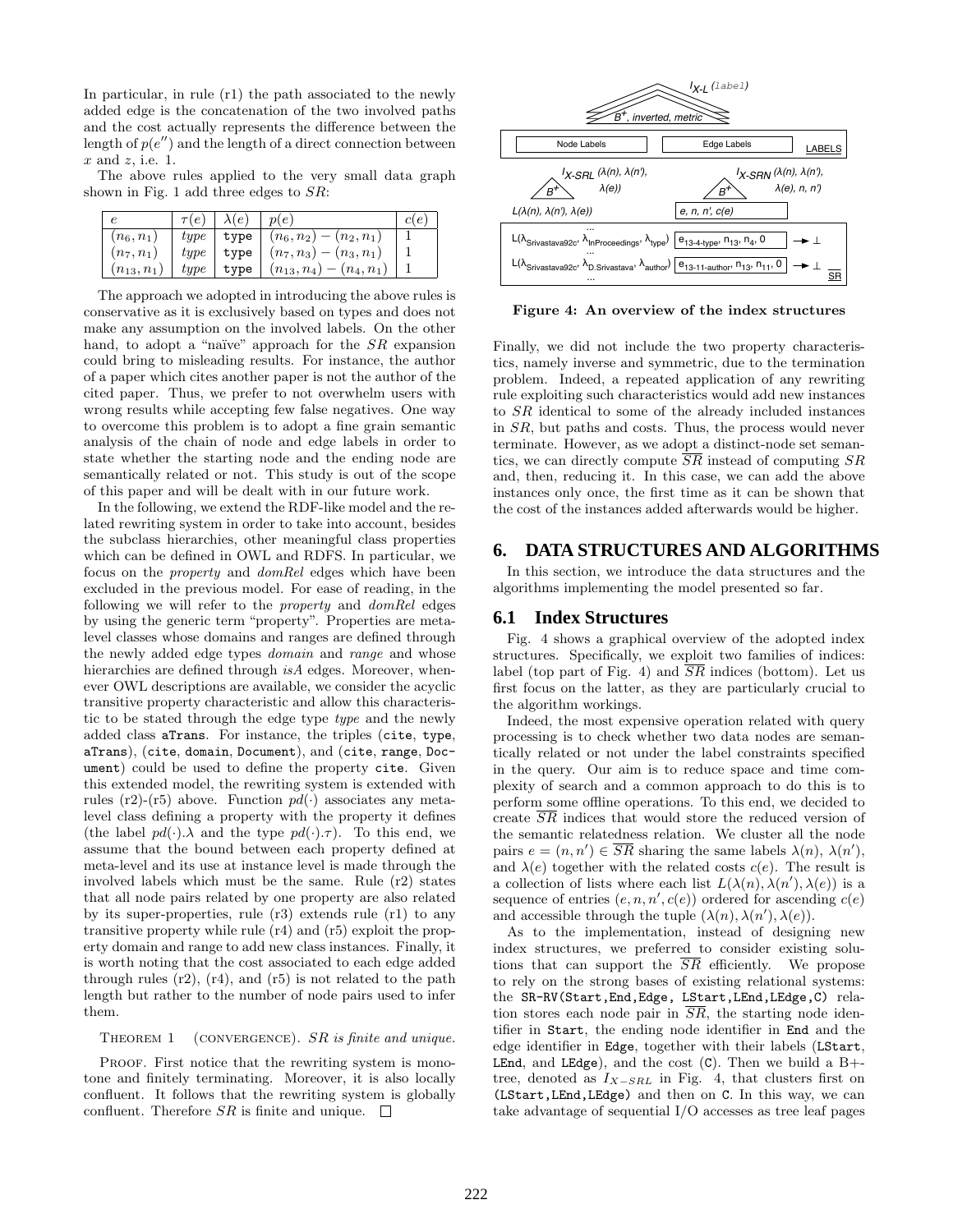In particular, in rule (r1) the path associated to the newly added edge is the concatenation of the two involved paths and the cost actually represents the difference between the length of $p(e'')$ and the length of a direct connection between $x$ and $z$, i.e. 1.

The above rules applied to the very small data graph shown in Fig. 1 add three edges to $SR$:

| $e$ | $\tau(e)$ | $\lambda(e)$ | $p(e)$ | $c(e)$ |
|---|---|---|---|---|
| $(n_6, n_1)$ | $type$ | type | $(n_6, n_2) - (n_2, n_1)$ | 1 |
| $(n_7, n_1)$ | $type$ | type | $(n_7, n_3) - (n_3, n_1)$ | 1 |
| $(n_{13}, n_1)$ | $type$ | type | $(n_{13}, n_4) - (n_4, n_1)$ | 1 |

The approach we adopted in introducing the above rules is conservative as it is exclusively based on types and does not make any assumption on the involved labels. On the other hand, to adopt a "naïve" approach for the $SR$ expansion could bring to misleading results. For instance, the author of a paper which cites another paper is not the author of the cited paper. Thus, we prefer to not overwhelm users with wrong results while accepting few false negatives. One way to overcome this problem is to adopt a fine grain semantic analysis of the chain of node and edge labels in order to state whether the starting node and the ending node are semantically related or not. This study is out of the scope of this paper and will be dealt with in our future work.

In the following, we extend the RDF-like model and the related rewriting system in order to take into account, besides the subclass hierarchies, other meaningful class properties which can be defined in OWL and RDFS. In particular, we focus on the *property* and *domRel* edges which have been excluded in the previous model. For ease of reading, in the following we will refer to the *property* and *domRel* edges by using the generic term "property". Properties are meta-level classes whose domains and ranges are defined through the newly added edge types *domain* and *range* and whose hierarchies are defined through *isA* edges. Moreover, whenever OWL descriptions are available, we consider the acyclic transitive property characteristic and allow this characteristic to be stated through the edge type *type* and the newly added class `aTrans`. For instance, the triples (`cite`, `type`, `aTrans`), (`cite`, `domain`, `Document`), and (`cite`, `range`, `Document`) could be used to define the property `cite`. Given this extended model, the rewriting system is extended with rules (r2)-(r5) above. Function $pd(\cdot)$ associates any meta-level class defining a property with the property it defines (the label $pd(\cdot).\lambda$ and the type $pd(\cdot).\tau$). To this end, we assume that the bound between each property defined at meta-level and its use at instance level is made through the involved labels which must be the same. Rule (r2) states that all node pairs related by one property are also related by its super-properties, rule (r3) extends rule (r1) to any transitive property while rule (r4) and (r5) exploit the property domain and range to add new class instances. Finally, it is worth noting that the cost associated to each edge added through rules (r2), (r4), and (r5) is not related to the path length but rather to the number of node pairs used to infer them.

Theorem 1 (Convergence). *$SR$ is finite and unique.*

Proof. First notice that the rewriting system is monotone and finitely terminating. Moreover, it is also locally confluent. It follows that the rewriting system is globally confluent. Therefore $SR$ is finite and unique. □

**Figure 4: An overview of the index structures**

Finally, we did not include the two property characteristics, namely inverse and symmetric, due to the termination problem. Indeed, a repeated application of any rewriting rule exploiting such characteristics would add new instances to $SR$ identical to some of the already included instances in $SR$, but paths and costs. Thus, the process would never terminate. However, as we adopt a distinct-node set semantics, we can directly compute $\overline{SR}$ instead of computing $SR$ and, then, reducing it. In this case, we can add the above instances only once, the first time as it can be shown that the cost of the instances added afterwards would be higher.

## 6. DATA STRUCTURES AND ALGORITHMS

In this section, we introduce the data structures and the algorithms implementing the model presented so far.

### 6.1 Index Structures

Fig. 4 shows a graphical overview of the adopted index structures. Specifically, we exploit two families of indices: label (top part of Fig. 4) and $\overline{SR}$ indices (bottom). Let us first focus on the latter, as they are particularly crucial to the algorithm workings.

Indeed, the most expensive operation related with query processing is to check whether two data nodes are semantically related or not under the label constraints specified in the query. Our aim is to reduce space and time complexity of search and a common approach to do this is to perform some offline operations. To this end, we decided to create $\overline{SR}$ indices that would store the reduced version of the semantic relatedness relation. We cluster all the node pairs $e = (n, n') \in \overline{SR}$ sharing the same labels $\lambda(n)$, $\lambda(n')$, and $\lambda(e)$ together with the related costs $c(e)$. The result is a collection of lists where each list $L(\lambda(n), \lambda(n'), \lambda(e))$ is a sequence of entries $(e, n, n', c(e))$ ordered for ascending $c(e)$ and accessible through the tuple $(\lambda(n), \lambda(n'), \lambda(e))$.

As to the implementation, instead of designing new index structures, we preferred to consider existing solutions that can support the $\overline{SR}$ efficiently. We propose to rely on the strong bases of existing relational systems: the `SR-RV(Start,End,Edge, LStart,LEnd,LEdge,C)` relation stores each node pair in $\overline{SR}$, the starting node identifier in `Start`, the ending node identifier in `End` and the edge identifier in `Edge`, together with their labels (`LStart`, `LEnd`, and `LEdge`), and the cost (`C`). Then we build a B+-tree, denoted as $I_{X-SRL}$ in Fig. 4, that clusters first on (`LStart,LEnd,LEdge`) and then on `C`. In this way, we can take advantage of sequential I/O accesses as tree leaf pages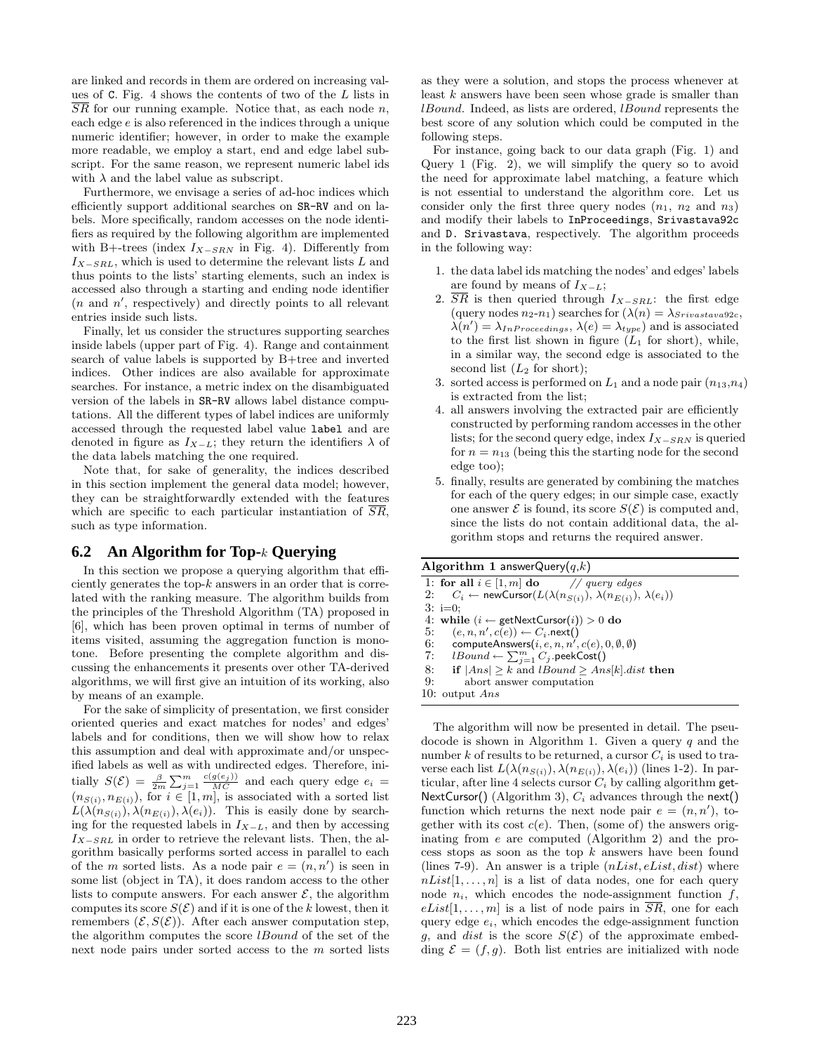are linked and records in them are ordered on increasing values of C. Fig. 4 shows the contents of two of the $L$ lists in $\overline{SR}$ for our running example. Notice that, as each node $n$, each edge $e$ is also referenced in the indices through a unique numeric identifier; however, in order to make the example more readable, we employ a start, end and edge label subscript. For the same reason, we represent numeric label ids with $\lambda$ and the label value as subscript.

Furthermore, we envisage a series of ad-hoc indices which efficiently support additional searches on SR-RV and on labels. More specifically, random accesses on the node identifiers as required by the following algorithm are implemented with B+-trees (index $I_{X-SRN}$ in Fig. 4). Differently from $I_{X-SRL}$, which is used to determine the relevant lists $L$ and thus points to the lists' starting elements, such an index is accessed also through a starting and ending node identifier ($n$ and $n'$, respectively) and directly points to all relevant entries inside such lists.

Finally, let us consider the structures supporting searches inside labels (upper part of Fig. 4). Range and containment search of value labels is supported by B+tree and inverted indices. Other indices are also available for approximate searches. For instance, a metric index on the disambiguated version of the labels in SR-RV allows label distance computations. All the different types of label indices are uniformly accessed through the requested label value label and are denoted in figure as $I_{X-L}$; they return the identifiers $\lambda$ of the data labels matching the one required.

Note that, for sake of generality, the indices described in this section implement the general data model; however, they can be straightforwardly extended with the features which are specific to each particular instantiation of $\overline{SR}$, such as type information.

## 6.2 An Algorithm for Top-$k$ Querying

In this section we propose a querying algorithm that efficiently generates the top-$k$ answers in an order that is correlated with the ranking measure. The algorithm builds from the principles of the Threshold Algorithm (TA) proposed in [6], which has been proven optimal in terms of number of items visited, assuming the aggregation function is monotone. Before presenting the complete algorithm and discussing the enhancements it presents over other TA-derived algorithms, we will first give an intuition of its working, also by means of an example.

For the sake of simplicity of presentation, we first consider oriented queries and exact matches for nodes' and edges' labels and for conditions, then we will show how to relax this assumption and deal with approximate and/or unspecified labels as well as with undirected edges. Therefore, initially $S(\mathcal{E}) = \frac{\beta}{2m}\sum_{j=1}^{m}\frac{c(g(e_j))}{MC}$ and each query edge $e_i = (n_{S(i)}, n_{E(i)})$, for $i \in [1, m]$, is associated with a sorted list $L(\lambda(n_{S(i)}), \lambda(n_{E(i)}), \lambda(e_i))$. This is easily done by searching for the requested labels in $I_{X-L}$, and then by accessing $I_{X-SRL}$ in order to retrieve the relevant lists. Then, the algorithm basically performs sorted access in parallel to each of the $m$ sorted lists. As a node pair $e = (n, n')$ is seen in some list (object in TA), it does random access to the other lists to compute answers. For each answer $\mathcal{E}$, the algorithm computes its score $S(\mathcal{E})$ and if it is one of the $k$ lowest, then it remembers $(\mathcal{E}, S(\mathcal{E}))$. After each answer computation step, the algorithm computes the score $lBound$ of the set of the next node pairs under sorted access to the $m$ sorted lists as they were a solution, and stops the process whenever at least $k$ answers have been seen whose grade is smaller than $lBound$. Indeed, as lists are ordered, $lBound$ represents the best score of any solution which could be computed in the following steps.

For instance, going back to our data graph (Fig. 1) and Query 1 (Fig. 2), we will simplify the query so to avoid the need for approximate label matching, a feature which is not essential to understand the algorithm core. Let us consider only the first three query nodes ($n_1$, $n_2$ and $n_3$) and modify their labels to InProceedings, Srivastava92c and D. Srivastava, respectively. The algorithm proceeds in the following way:

1. the data label ids matching the nodes' and edges' labels are found by means of $I_{X-L}$;
2. $\overline{SR}$ is then queried through $I_{X-SRL}$: the first edge (query nodes $n_2$-$n_1$) searches for ($\lambda(n) = \lambda_{Srivastava92c}$, $\lambda(n') = \lambda_{InProceedings}$, $\lambda(e) = \lambda_{type}$) and is associated to the first list shown in figure ($L_1$ for short), while, in a similar way, the second edge is associated to the second list ($L_2$ for short);
3. sorted access is performed on $L_1$ and a node pair ($n_{13}$,$n_4$) is extracted from the list;
4. all answers involving the extracted pair are efficiently constructed by performing random accesses in the other lists; for the second query edge, index $I_{X-SRN}$ is queried for $n = n_{13}$ (being this the starting node for the second edge too);
5. finally, results are generated by combining the matches for each of the query edges; in our simple case, exactly one answer $\mathcal{E}$ is found, its score $S(\mathcal{E})$ is computed and, since the lists do not contain additional data, the algorithm stops and returns the required answer.

**Algorithm 1** answerQuery($q$,$k$)

```
1: for all i ∈ [1, m] do        // query edges
2:    C_i ← newCursor(L(λ(n_S(i)), λ(n_E(i)), λ(e_i))
3: i=0;
4: while (i ← getNextCursor(i)) > 0 do
5:    (e, n, n', c(e)) ← C_i.next()
6:    computeAnswers(i, e, n, n', c(e), 0, ∅, ∅)
7:    lBound ← Σ_{j=1}^{m} C_j.peekCost()
8:    if |Ans| ≥ k and lBound ≥ Ans[k].dist then
9:       abort answer computation
10: output Ans
```

The algorithm will now be presented in detail. The pseudocode is shown in Algorithm 1. Given a query $q$ and the number $k$ of results to be returned, a cursor $C_i$ is used to traverse each list $L(\lambda(n_{S(i)}), \lambda(n_{E(i)}), \lambda(e_i))$ (lines 1-2). In particular, after line 4 selects cursor $C_i$ by calling algorithm getNextCursor() (Algorithm 3), $C_i$ advances through the next() function which returns the next node pair $e = (n, n')$, together with its cost $c(e)$. Then, (some of) the answers originating from $e$ are computed (Algorithm 2) and the process stops as soon as the top $k$ answers have been found (lines 7-9). An answer is a triple $(nList, eList, dist)$ where $nList[1, \ldots, n]$ is a list of data nodes, one for each query node $n_i$, which encodes the node-assignment function $f$, $eList[1, \ldots, m]$ is a list of node pairs in $\overline{SR}$, one for each query edge $e_i$, which encodes the edge-assignment function $g$, and $dist$ is the score $S(\mathcal{E})$ of the approximate embedding $\mathcal{E} = (f, g)$. Both list entries are initialized with node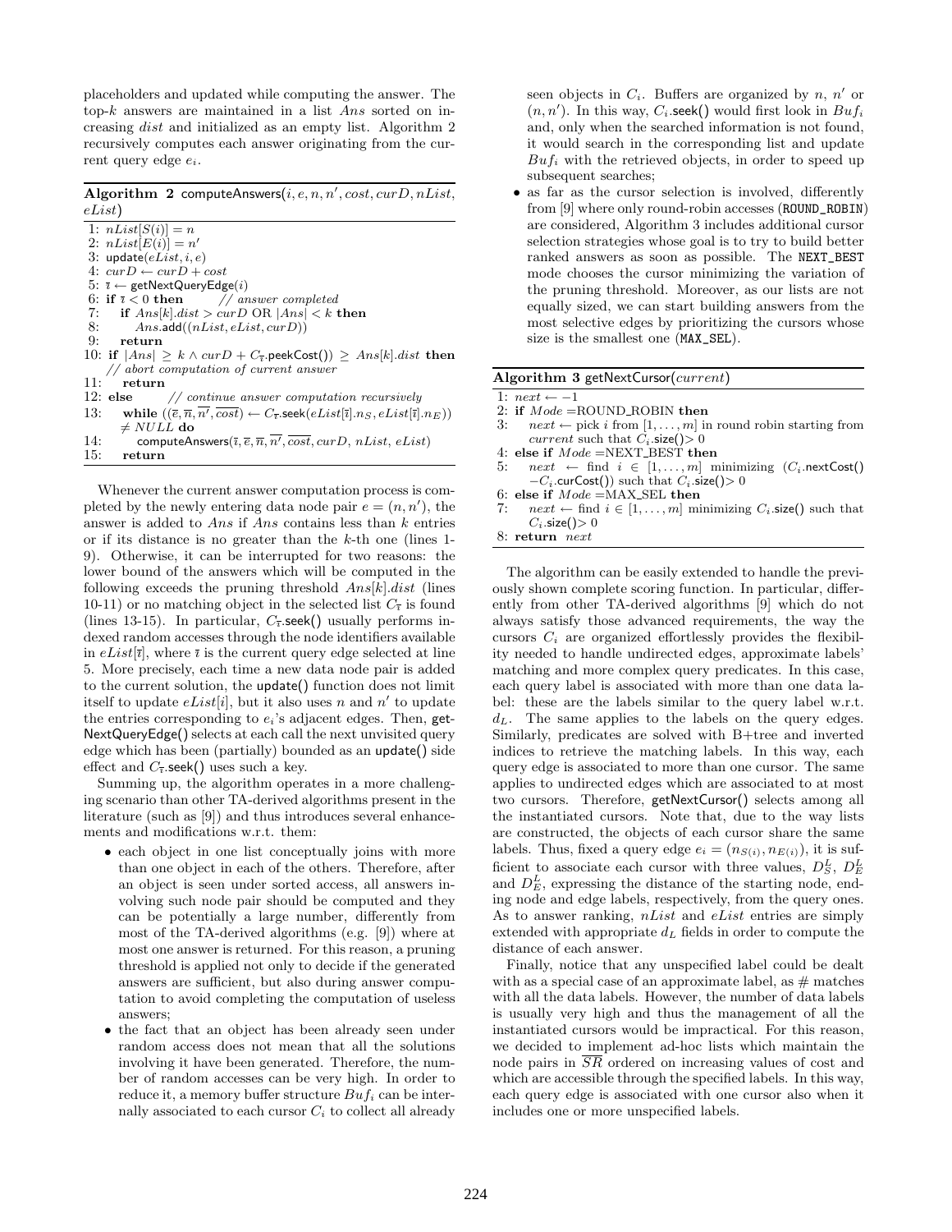placeholders and updated while computing the answer. The top-$k$ answers are maintained in a list $Ans$ sorted on increasing $dist$ and initialized as an empty list. Algorithm 2 recursively computes each answer originating from the current query edge $e_i$.

**Algorithm 2** computeAnswers($i, e, n, n', cost, curD, nList, eList$)

```
1: nList[S(i)] = n
2: nList[E(i)] = n'
3: update(eList, i, e)
4: curD ← curD + cost
5: ī ← getNextQueryEdge(i)
6: if ī < 0 then        // answer completed
7:    if Ans[k].dist > curD OR |Ans| < k then
8:       Ans.add((nList, eList, curD))
9:    return
10: if |Ans| ≥ k ∧ curD + C_ī.peekCost()) ≥ Ans[k].dist then
    // abort computation of current answer
11:    return
12: else        // continue answer computation recursively
13:    while ((ē, n̄, n̄', cost̄) ← C_ī.seek(eList[ī].n_S, eList[ī].n_E))
       ≠ NULL do
14:       computeAnswers(ī, ē, n̄, n̄', cost̄, curD, nList, eList)
15:    return
```

Whenever the current answer computation process is completed by the newly entering data node pair $e = (n, n')$, the answer is added to $Ans$ if $Ans$ contains less than $k$ entries or if its distance is no greater than the $k$-th one (lines 1-9). Otherwise, it can be interrupted for two reasons: the lower bound of the answers which will be computed in the following exceeds the pruning threshold $Ans[k].dist$ (lines 10-11) or no matching object in the selected list $C_{\overline{\imath}}$ is found (lines 13-15). In particular, $C_{\overline{\imath}}$.seek() usually performs indexed random accesses through the node identifiers available in $eList[\overline{\imath}]$, where $\overline{\imath}$ is the current query edge selected at line 5. More precisely, each time a new data node pair is added to the current solution, the update() function does not limit itself to update $eList[i]$, but it also uses $n$ and $n'$ to update the entries corresponding to $e_i$'s adjacent edges. Then, getNextQueryEdge() selects at each call the next unvisited query edge which has been (partially) bounded as an update() side effect and $C_{\overline{\imath}}$.seek() uses such a key.

Summing up, the algorithm operates in a more challenging scenario than other TA-derived algorithms present in the literature (such as [9]) and thus introduces several enhancements and modifications w.r.t. them:

- each object in one list conceptually joins with more than one object in each of the others. Therefore, after an object is seen under sorted access, all answers involving such node pair should be computed and they can be potentially a large number, differently from most of the TA-derived algorithms (e.g. [9]) where at most one answer is returned. For this reason, a pruning threshold is applied not only to decide if the generated answers are sufficient, but also during answer computation to avoid completing the computation of useless answers;
- the fact that an object has been already seen under random access does not mean that all the solutions involving it have been generated. Therefore, the number of random accesses can be very high. In order to reduce it, a memory buffer structure $Buf_i$ can be internally associated to each cursor $C_i$ to collect all already seen objects in $C_i$. Buffers are organized by $n$, $n'$ or $(n, n')$. In this way, $C_i$.seek() would first look in $Buf_i$ and, only when the searched information is not found, it would search in the corresponding list and update $Buf_i$ with the retrieved objects, in order to speed up subsequent searches;
- as far as the cursor selection is involved, differently from [9] where only round-robin accesses (ROUND_ROBIN) are considered, Algorithm 3 includes additional cursor selection strategies whose goal is to try to build better ranked answers as soon as possible. The NEXT_BEST mode chooses the cursor minimizing the variation of the pruning threshold. Moreover, as our lists are not equally sized, we can start building answers from the most selective edges by prioritizing the cursors whose size is the smallest one (MAX_SEL).

**Algorithm 3** getNextCursor($current$)

```
1: next ← −1
2: if Mode = ROUND_ROBIN then
3:    next ← pick i from [1, ..., m] in round robin starting from
      current such that C_i.size() > 0
4: else if Mode = NEXT_BEST then
5:    next ← find i ∈ [1, ..., m] minimizing (C_i.nextCost()
      −C_i.curCost()) such that C_i.size() > 0
6: else if Mode = MAX_SEL then
7:    next ← find i ∈ [1, ..., m] minimizing C_i.size() such that
      C_i.size() > 0
8: return next
```

The algorithm can be easily extended to handle the previously shown complete scoring function. In particular, differently from other TA-derived algorithms [9] which do not always satisfy those advanced requirements, the way the cursors $C_i$ are organized effortlessly provides the flexibility needed to handle undirected edges, approximate labels' matching and more complex query predicates. In this case, each query label is associated with more than one data label: these are the labels similar to the query label w.r.t. $d_L$. The same applies to the labels on the query edges. Similarly, predicates are solved with B+tree and inverted indices to retrieve the matching labels. In this way, each query edge is associated to more than one cursor. The same applies to undirected edges which are associated to at most two cursors. Therefore, getNextCursor() selects among all the instantiated cursors. Note that, due to the way lists are constructed, the objects of each cursor share the same labels. Thus, fixed a query edge $e_i = (n_{S(i)}, n_{E(i)})$, it is sufficient to associate each cursor with three values, $D^L_S$, $D^L_E$ and $D^L_E$, expressing the distance of the starting node, ending node and edge labels, respectively, from the query ones. As to answer ranking, $nList$ and $eList$ entries are simply extended with appropriate $d_L$ fields in order to compute the distance of each answer.

Finally, notice that any unspecified label could be dealt with as a special case of an approximate label, as # matches with all the data labels. However, the number of data labels is usually very high and thus the management of all the instantiated cursors would be impractical. For this reason, we decided to implement ad-hoc lists which maintain the node pairs in $\overline{SR}$ ordered on increasing values of cost and which are accessible through the specified labels. In this way, each query edge is associated with one cursor also when it includes one or more unspecified labels.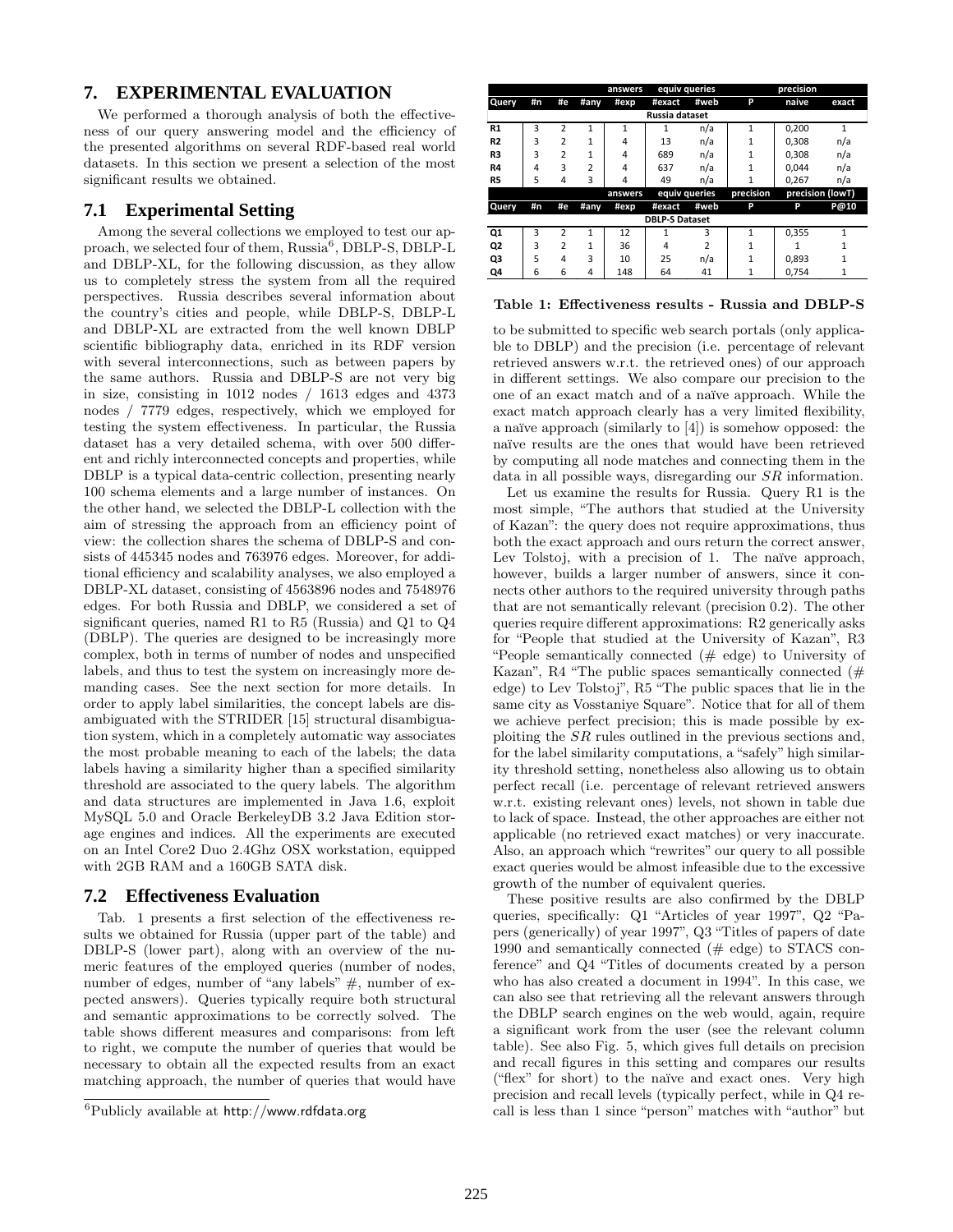## 7. EXPERIMENTAL EVALUATION

We performed a thorough analysis of both the effectiveness of our query answering model and the efficiency of the presented algorithms on several RDF-based real world datasets. In this section we present a selection of the most significant results we obtained.

### 7.1 Experimental Setting

Among the several collections we employed to test our approach, we selected four of them, Russia[6], DBLP-S, DBLP-L and DBLP-XL, for the following discussion, as they allow us to completely stress the system from all the required perspectives. Russia describes several information about the country's cities and people, while DBLP-S, DBLP-L and DBLP-XL are extracted from the well known DBLP scientific bibliography data, enriched in its RDF version with several interconnections, such as between papers by the same authors. Russia and DBLP-S are not very big in size, consisting in 1012 nodes / 1613 edges and 4373 nodes / 7779 edges, respectively, which we employed for testing the system effectiveness. In particular, the Russia dataset has a very detailed schema, with over 500 different and richly interconnected concepts and properties, while DBLP is a typical data-centric collection, presenting nearly 100 schema elements and a large number of instances. On the other hand, we selected the DBLP-L collection with the aim of stressing the approach from an efficiency point of view: the collection shares the schema of DBLP-S and consists of 445345 nodes and 763976 edges. Moreover, for additional efficiency and scalability analyses, we also employed a DBLP-XL dataset, consisting of 4563896 nodes and 7548976 edges. For both Russia and DBLP, we considered a set of significant queries, named R1 to R5 (Russia) and Q1 to Q4 (DBLP). The queries are designed to be increasingly more complex, both in terms of number of nodes and unspecified labels, and thus to test the system on increasingly more demanding cases. See the next section for more details. In order to apply label similarities, the concept labels are disambiguated with the STRIDER [15] structural disambiguation system, which in a completely automatic way associates the most probable meaning to each of the labels; the data labels having a similarity higher than a specified similarity threshold are associated to the query labels. The algorithm and data structures are implemented in Java 1.6, exploit MySQL 5.0 and Oracle BerkeleyDB 3.2 Java Edition storage engines and indices. All the experiments are executed on an Intel Core2 Duo 2.4Ghz OSX workstation, equipped with 2GB RAM and a 160GB SATA disk.

### 7.2 Effectiveness Evaluation

Tab. 1 presents a first selection of the effectiveness results we obtained for Russia (upper part of the table) and DBLP-S (lower part), along with an overview of the numeric features of the employed queries (number of nodes, number of edges, number of "any labels" #, number of expected answers). Queries typically require both structural and semantic approximations to be correctly solved. The table shows different measures and comparisons: from left to right, we compute the number of queries that would be necessary to obtain all the expected results from an exact matching approach, the number of queries that would have to be submitted to specific web search portals (only applicable to DBLP) and the precision (i.e. percentage of relevant retrieved answers w.r.t. the retrieved ones) of our approach in different settings. We also compare our precision to the one of an exact match and of a naïve approach. While the exact match approach clearly has a very limited flexibility, a naïve approach (similarly to [4]) is somehow opposed: the naïve results are the ones that would have been retrieved by computing all node matches and connecting them in the data in all possible ways, disregarding our *SR* information.

| | | | | answers | equiv queries | | | precision | |
|---|---|---|---|---|---|---|---|---|---|
| Query | #n | #e | #any | #exp | #exact | #web | P | naive | exact |
| **Russia dataset** | | | | | | | | | |
| R1 | 3 | 2 | 1 | 1 | 1 | n/a | 1 | 0,200 | 1 |
| R2 | 3 | 2 | 1 | 4 | 13 | n/a | 1 | 0,308 | n/a |
| R3 | 3 | 2 | 1 | 4 | 689 | n/a | 1 | 0,308 | n/a |
| R4 | 4 | 3 | 2 | 4 | 637 | n/a | 1 | 0,044 | n/a |
| R5 | 5 | 4 | 3 | 4 | 49 | n/a | 1 | 0,267 | n/a |
| | | | | answers | equiv queries | | precision | precision (lowT) | |
| Query | #n | #e | #any | #exp | #exact | #web | P | P | P@10 |
| **DBLP-S Dataset** | | | | | | | | | |
| Q1 | 3 | 2 | 1 | 12 | 1 | 3 | 1 | 0,355 | 1 |
| Q2 | 3 | 2 | 1 | 36 | 4 | 2 | 1 | 1 | 1 |
| Q3 | 5 | 4 | 3 | 10 | 25 | n/a | 1 | 0,893 | 1 |
| Q4 | 6 | 6 | 4 | 148 | 64 | 41 | 1 | 0,754 | 1 |

**Table 1: Effectiveness results - Russia and DBLP-S**

Let us examine the results for Russia. Query R1 is the most simple, "The authors that studied at the University of Kazan": the query does not require approximations, thus both the exact approach and ours return the correct answer, Lev Tolstoj, with a precision of 1. The naïve approach, however, builds a larger number of answers, since it connects other authors to the required university through paths that are not semantically relevant (precision 0.2). The other queries require different approximations: R2 generically asks for "People that studied at the University of Kazan", R3 "People semantically connected (# edge) to University of Kazan", R4 "The public spaces semantically connected (# edge) to Lev Tolstoj", R5 "The public spaces that lie in the same city as Vosstaniye Square". Notice that for all of them we achieve perfect precision; this is made possible by exploiting the *SR* rules outlined in the previous sections and, for the label similarity computations, a "safely" high similarity threshold setting, nonetheless also allowing us to obtain perfect recall (i.e. percentage of relevant retrieved answers w.r.t. existing relevant ones) levels, not shown in table due to lack of space. Instead, the other approaches are either not applicable (no retrieved exact matches) or very inaccurate. Also, an approach which "rewrites" our query to all possible exact queries would be almost infeasible due to the excessive growth of the number of equivalent queries.

These positive results are also confirmed by the DBLP queries, specifically: Q1 "Articles of year 1997", Q2 "Papers (generically) of year 1997", Q3 "Titles of papers of date 1990 and semantically connected (# edge) to STACS conference" and Q4 "Titles of documents created by a person who has also created a document in 1994". In this case, we can also see that retrieving all the relevant answers through the DBLP search engines on the web would, again, require a significant work from the user (see the relevant column table). See also Fig. 5, which gives full details on precision and recall figures in this setting and compares our results ("flex" for short) to the naïve and exact ones. Very high precision and recall levels (typically perfect, while in Q4 recall is less than 1 since "person" matches with "author" but

[6] Publicly available at http://www.rdfdata.org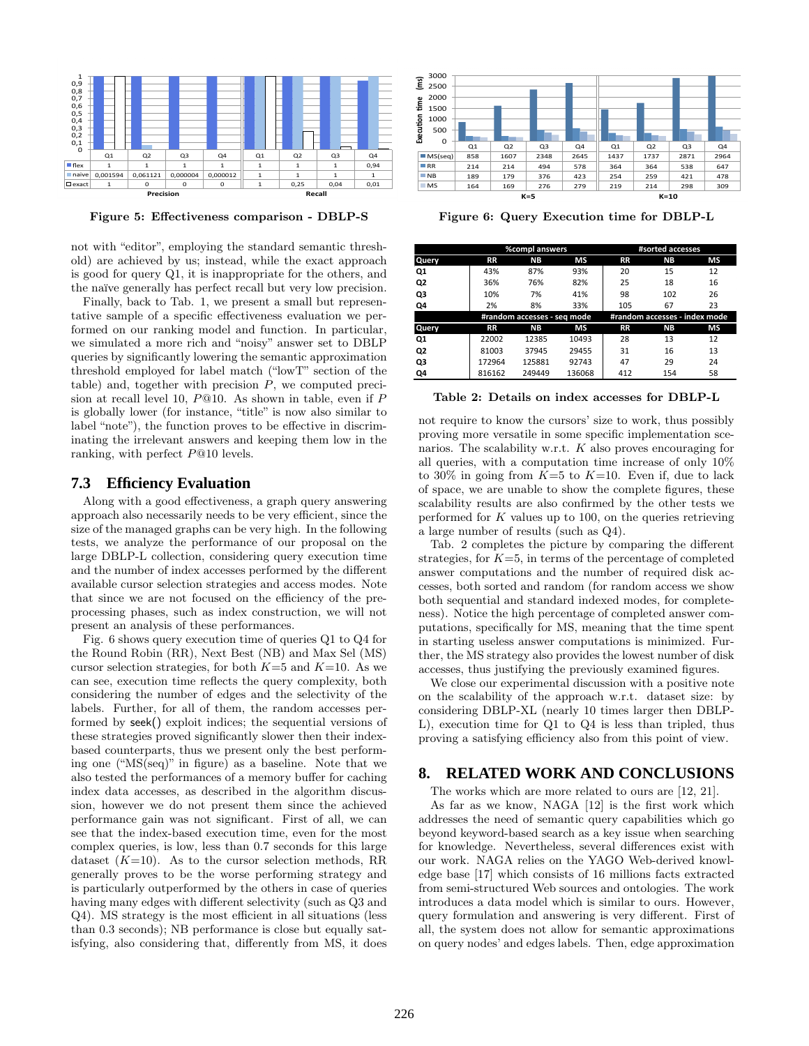|  | Q1 | Q2 | Q3 | Q4 | Q1 | Q2 | Q3 | Q4 |
|---|---|---|---|---|---|---|---|---|
| flex | 1 | 1 | 1 | 1 | 1 | 1 | 1 | 0,94 |
| naive | 0,001594 | 0,061121 | 0,000004 | 0,000012 | 1 | 1 | 1 | 1 |
| exact | 1 | 0 | 0 | 0 | 1 | 0,25 | 0,04 | 0,01 |
|  | Precision |  |  |  | Recall |  |  |  |

**Figure 5: Effectiveness comparison - DBLP-S**

|  | Q1 | Q2 | Q3 | Q4 | Q1 | Q2 | Q3 | Q4 |
|---|---|---|---|---|---|---|---|---|
| MS(seq) | 858 | 1607 | 2348 | 2645 | 1437 | 1737 | 2871 | 2964 |
| RR | 214 | 214 | 494 | 578 | 364 | 364 | 538 | 647 |
| NB | 189 | 179 | 376 | 423 | 254 | 259 | 421 | 478 |
| MS | 164 | 169 | 276 | 279 | 219 | 214 | 298 | 309 |
|  | K=5 |  |  |  | K=10 |  |  |  |

**Figure 6: Query Execution time for DBLP-L**

not with "editor", employing the standard semantic threshold) are achieved by us; instead, while the exact approach is good for query Q1, it is inappropriate for the others, and the naïve generally has perfect recall but very low precision.

Finally, back to Tab. 1, we present a small but representative sample of a specific effectiveness evaluation we performed on our ranking model and function. In particular, we simulated a more rich and "noisy" answer set to DBLP queries by significantly lowering the semantic approximation threshold employed for label match ("lowT" section of the table) and, together with precision $P$, we computed precision at recall level 10, $P@10$. As shown in table, even if $P$ is globally lower (for instance, "title" is now also similar to label "note"), the function proves to be effective in discriminating the irrelevant answers and keeping them low in the ranking, with perfect $P@10$ levels.

### 7.3 Efficiency Evaluation

Along with a good effectiveness, a graph query answering approach also necessarily needs to be very efficient, since the size of the managed graphs can be very high. In the following tests, we analyze the performance of our proposal on the large DBLP-L collection, considering query execution time and the number of index accesses performed by the different available cursor selection strategies and access modes. Note that since we are not focused on the efficiency of the preprocessing phases, such as index construction, we will not present an analysis of these performances.

Fig. 6 shows query execution time of queries Q1 to Q4 for the Round Robin (RR), Next Best (NB) and Max Sel (MS) cursor selection strategies, for both $K$=5 and $K$=10. As we can see, execution time reflects the query complexity, both considering the number of edges and the selectivity of the labels. Further, for all of them, the random accesses performed by seek() exploit indices; the sequential versions of these strategies proved significantly slower then their index-based counterparts, thus we present only the best performing one ("MS(seq)" in figure) as a baseline. Note that we also tested the performances of a memory buffer for caching index data accesses, as described in the algorithm discussion, however we do not present them since the achieved performance gain was not significant. First of all, we can see that the index-based execution time, even for the most complex queries, is low, less than 0.7 seconds for this large dataset ($K$=10). As to the cursor selection methods, RR generally proves to be the worse performing strategy and is particularly outperformed by the others in case of queries having many edges with different selectivity (such as Q3 and Q4). MS strategy is the most efficient in all situations (less than 0.3 seconds); NB performance is close but equally satisfying, also considering that, differently from MS, it does not require to know the cursors' size to work, thus possibly proving more versatile in some specific implementation scenarios. The scalability w.r.t. $K$ also proves encouraging for all queries, with a computation time increase of only 10% to 30% in going from $K$=5 to $K$=10. Even if, due to lack of space, we are unable to show the complete figures, these scalability results are also confirmed by the other tests we performed for $K$ values up to 100, on the queries retrieving a large number of results (such as Q4).

| Query | %compl answers RR | NB | MS | #sorted accesses RR | NB | MS |
|---|---|---|---|---|---|---|
| Q1 | 43% | 87% | 93% | 20 | 15 | 12 |
| Q2 | 36% | 76% | 82% | 25 | 18 | 16 |
| Q3 | 10% | 7% | 41% | 98 | 102 | 26 |
| Q4 | 2% | 8% | 33% | 105 | 67 | 23 |
| **Query** | **#random accesses - seq mode RR** | **NB** | **MS** | **#random accesses - index mode RR** | **NB** | **MS** |
| Q1 | 22002 | 12385 | 10493 | 28 | 13 | 12 |
| Q2 | 81003 | 37945 | 29455 | 31 | 16 | 13 |
| Q3 | 172964 | 125881 | 92743 | 47 | 29 | 24 |
| Q4 | 816162 | 249449 | 136068 | 412 | 154 | 58 |

**Table 2: Details on index accesses for DBLP-L**

Tab. 2 completes the picture by comparing the different strategies, for $K$=5, in terms of the percentage of completed answer computations and the number of required disk accesses, both sorted and random (for random access we show both sequential and standard indexed modes, for completeness). Notice the high percentage of completed answer computations, specifically for MS, meaning that the time spent in starting useless answer computations is minimized. Further, the MS strategy also provides the lowest number of disk accesses, thus justifying the previously examined figures.

We close our experimental discussion with a positive note on the scalability of the approach w.r.t. dataset size: by considering DBLP-XL (nearly 10 times larger then DBLP-L), execution time for Q1 to Q4 is less than tripled, thus proving a satisfying efficiency also from this point of view.

## 8. RELATED WORK AND CONCLUSIONS

The works which are more related to ours are [12, 21].

As far as we know, NAGA [12] is the first work which addresses the need of semantic query capabilities which go beyond keyword-based search as a key issue when searching for knowledge. Nevertheless, several differences exist with our work. NAGA relies on the YAGO Web-derived knowledge base [17] which consists of 16 millions facts extracted from semi-structured Web sources and ontologies. The work introduces a data model which is similar to ours. However, query formulation and answering is very different. First of all, the system does not allow for semantic approximations on query nodes' and edges labels. Then, edge approximation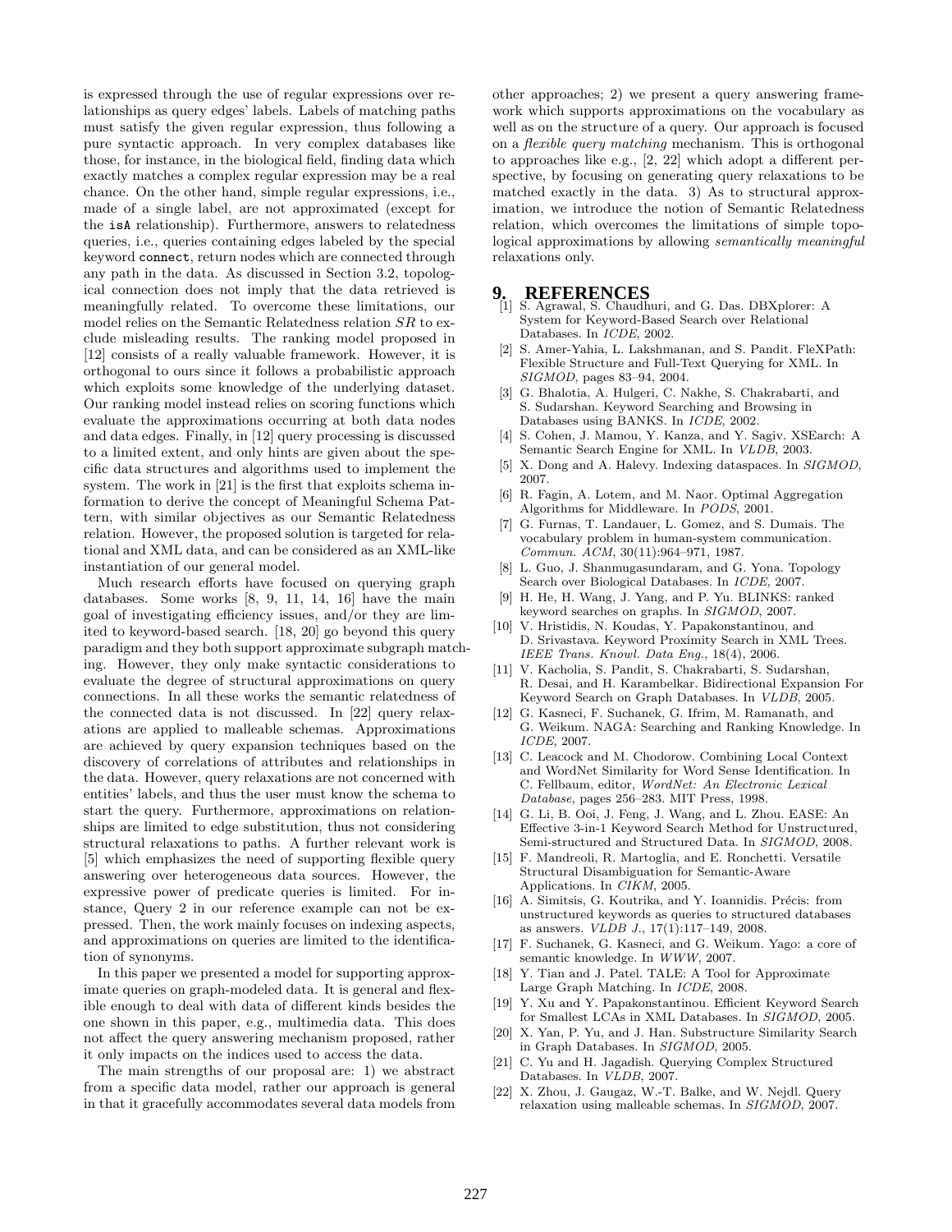is expressed through the use of regular expressions over relationships as query edges' labels. Labels of matching paths must satisfy the given regular expression, thus following a pure syntactic approach. In very complex databases like those, for instance, in the biological field, finding data which exactly matches a complex regular expression may be a real chance. On the other hand, simple regular expressions, i.e., made of a single label, are not approximated (except for the `isA` relationship). Furthermore, answers to relatedness queries, i.e., queries containing edges labeled by the special keyword `connect`, return nodes which are connected through any path in the data. As discussed in Section 3.2, topological connection does not imply that the data retrieved is meaningfully related. To overcome these limitations, our model relies on the Semantic Relatedness relation $SR$ to exclude misleading results. The ranking model proposed in [12] consists of a really valuable framework. However, it is orthogonal to ours since it follows a probabilistic approach which exploits some knowledge of the underlying dataset. Our ranking model instead relies on scoring functions which evaluate the approximations occurring at both data nodes and data edges. Finally, in [12] query processing is discussed to a limited extent, and only hints are given about the specific data structures and algorithms used to implement the system. The work in [21] is the first that exploits schema information to derive the concept of Meaningful Schema Pattern, with similar objectives as our Semantic Relatedness relation. However, the proposed solution is targeted for relational and XML data, and can be considered as an XML-like instantiation of our general model.

Much research efforts have focused on querying graph databases. Some works [8, 9, 11, 14, 16] have the main goal of investigating efficiency issues, and/or they are limited to keyword-based search. [18, 20] go beyond this query paradigm and they both support approximate subgraph matching. However, they only make syntactic considerations to evaluate the degree of structural approximations on query connections. In all these works the semantic relatedness of the connected data is not discussed. In [22] query relaxations are applied to malleable schemas. Approximations are achieved by query expansion techniques based on the discovery of correlations of attributes and relationships in the data. However, query relaxations are not concerned with entities' labels, and thus the user must know the schema to start the query. Furthermore, approximations on relationships are limited to edge substitution, thus not considering structural relaxations to paths. A further relevant work is [5] which emphasizes the need of supporting flexible query answering over heterogeneous data sources. However, the expressive power of predicate queries is limited. For instance, Query 2 in our reference example can not be expressed. Then, the work mainly focuses on indexing aspects, and approximations on queries are limited to the identification of synonyms.

In this paper we presented a model for supporting approximate queries on graph-modeled data. It is general and flexible enough to deal with data of different kinds besides the one shown in this paper, e.g., multimedia data. This does not affect the query answering mechanism proposed, rather it only impacts on the indices used to access the data.

The main strengths of our proposal are: 1) we abstract from a specific data model, rather our approach is general in that it gracefully accommodates several data models from other approaches; 2) we present a query answering framework which supports approximations on the vocabulary as well as on the structure of a query. Our approach is focused on a *flexible query matching* mechanism. This is orthogonal to approaches like e.g., [2, 22] which adopt a different perspective, by focusing on generating query relaxations to be matched exactly in the data. 3) As to structural approximation, we introduce the notion of Semantic Relatedness relation, which overcomes the limitations of simple topological approximations by allowing *semantically meaningful* relaxations only.

# 9. REFERENCES

[1] S. Agrawal, S. Chaudhuri, and G. Das. DBXplorer: A System for Keyword-Based Search over Relational Databases. In *ICDE*, 2002.

[2] S. Amer-Yahia, L. Lakshmanan, and S. Pandit. FleXPath: Flexible Structure and Full-Text Querying for XML. In *SIGMOD*, pages 83–94, 2004.

[3] G. Bhalotia, A. Hulgeri, C. Nakhe, S. Chakrabarti, and S. Sudarshan. Keyword Searching and Browsing in Databases using BANKS. In *ICDE*, 2002.

[4] S. Cohen, J. Mamou, Y. Kanza, and Y. Sagiv. XSEarch: A Semantic Search Engine for XML. In *VLDB*, 2003.

[5] X. Dong and A. Halevy. Indexing dataspaces. In *SIGMOD*, 2007.

[6] R. Fagin, A. Lotem, and M. Naor. Optimal Aggregation Algorithms for Middleware. In *PODS*, 2001.

[7] G. Furnas, T. Landauer, L. Gomez, and S. Dumais. The vocabulary problem in human-system communication. *Commun. ACM*, 30(11):964–971, 1987.

[8] L. Guo, J. Shanmugasundaram, and G. Yona. Topology Search over Biological Databases. In *ICDE*, 2007.

[9] H. He, H. Wang, J. Yang, and P. Yu. BLINKS: ranked keyword searches on graphs. In *SIGMOD*, 2007.

[10] V. Hristidis, N. Koudas, Y. Papakonstantinou, and D. Srivastava. Keyword Proximity Search in XML Trees. *IEEE Trans. Knowl. Data Eng.*, 18(4), 2006.

[11] V. Kacholia, S. Pandit, S. Chakrabarti, S. Sudarshan, R. Desai, and H. Karambelkar. Bidirectional Expansion For Keyword Search on Graph Databases. In *VLDB*, 2005.

[12] G. Kasneci, F. Suchanek, G. Ifrim, M. Ramanath, and G. Weikum. NAGA: Searching and Ranking Knowledge. In *ICDE*, 2007.

[13] C. Leacock and M. Chodorow. Combining Local Context and WordNet Similarity for Word Sense Identification. In C. Fellbaum, editor, *WordNet: An Electronic Lexical Database*, pages 256–283. MIT Press, 1998.

[14] G. Li, B. Ooi, J. Feng, J. Wang, and L. Zhou. EASE: An Effective 3-in-1 Keyword Search Method for Unstructured, Semi-structured and Structured Data. In *SIGMOD*, 2008.

[15] F. Mandreoli, R. Martoglia, and E. Ronchetti. Versatile Structural Disambiguation for Semantic-Aware Applications. In *CIKM*, 2005.

[16] A. Simitsis, G. Koutrika, and Y. Ioannidis. Précis: from unstructured keywords as queries to structured databases as answers. *VLDB J.*, 17(1):117–149, 2008.

[17] F. Suchanek, G. Kasneci, and G. Weikum. Yago: a core of semantic knowledge. In *WWW*, 2007.

[18] Y. Tian and J. Patel. TALE: A Tool for Approximate Large Graph Matching. In *ICDE*, 2008.

[19] Y. Xu and Y. Papakonstantinou. Efficient Keyword Search for Smallest LCAs in XML Databases. In *SIGMOD*, 2005.

[20] X. Yan, P. Yu, and J. Han. Substructure Similarity Search in Graph Databases. In *SIGMOD*, 2005.

[21] C. Yu and H. Jagadish. Querying Complex Structured Databases. In *VLDB*, 2007.

[22] X. Zhou, J. Gaugaz, W.-T. Balke, and W. Nejdl. Query relaxation using malleable schemas. In *SIGMOD*, 2007.